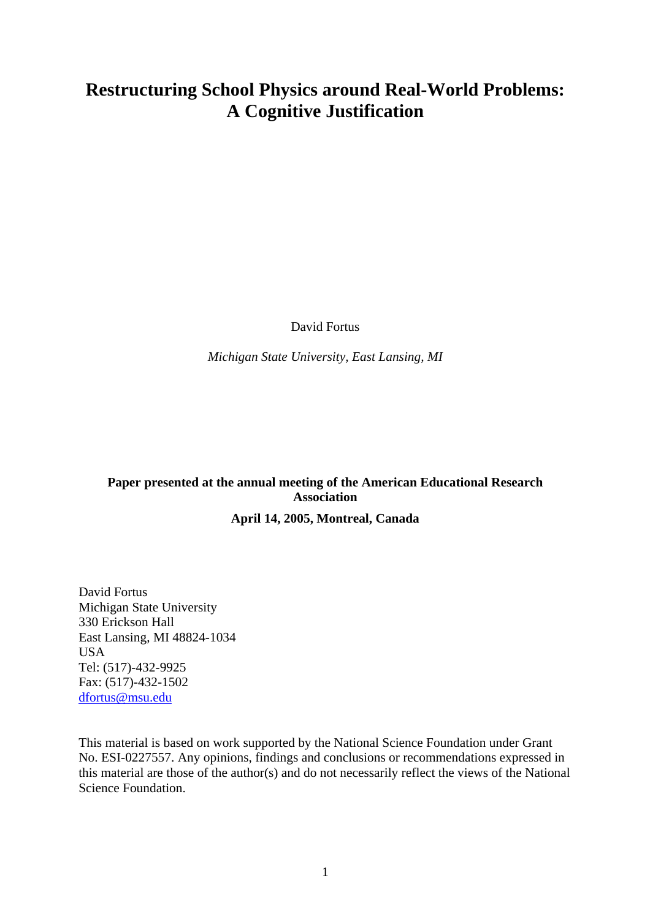# Restructuring School Physics around Real-World Problems: A Cognitive Justification

David Fortus

*Michigan State University, East Lansing, MI*

**Paper presented at the annual meeting of the American Educational Research Association**

**April 14, 2005, Montreal, Canada**

David Fortus
Michigan State University
330 Erickson Hall
East Lansing, MI 48824-1034
USA
Tel: (517)-432-9925
Fax: (517)-432-1502
dfortus@msu.edu

This material is based on work supported by the National Science Foundation under Grant No. ESI-0227557. Any opinions, findings and conclusions or recommendations expressed in this material are those of the author(s) and do not necessarily reflect the views of the National Science Foundation.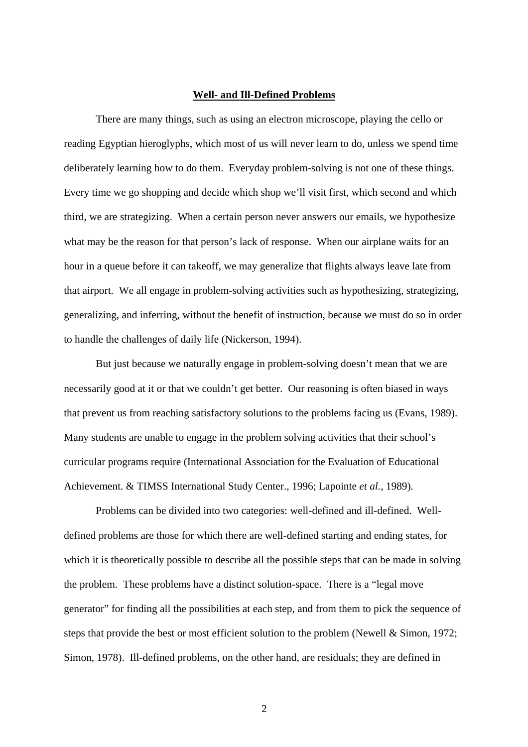## **Well- and Ill-Defined Problems**

There are many things, such as using an electron microscope, playing the cello or reading Egyptian hieroglyphs, which most of us will never learn to do, unless we spend time deliberately learning how to do them. Everyday problem-solving is not one of these things. Every time we go shopping and decide which shop we'll visit first, which second and which third, we are strategizing. When a certain person never answers our emails, we hypothesize what may be the reason for that person's lack of response. When our airplane waits for an hour in a queue before it can takeoff, we may generalize that flights always leave late from that airport. We all engage in problem-solving activities such as hypothesizing, strategizing, generalizing, and inferring, without the benefit of instruction, because we must do so in order to handle the challenges of daily life (Nickerson, 1994).

But just because we naturally engage in problem-solving doesn't mean that we are necessarily good at it or that we couldn't get better. Our reasoning is often biased in ways that prevent us from reaching satisfactory solutions to the problems facing us (Evans, 1989). Many students are unable to engage in the problem solving activities that their school's curricular programs require (International Association for the Evaluation of Educational Achievement. & TIMSS International Study Center., 1996; Lapointe *et al.*, 1989).

Problems can be divided into two categories: well-defined and ill-defined. Well-defined problems are those for which there are well-defined starting and ending states, for which it is theoretically possible to describe all the possible steps that can be made in solving the problem. These problems have a distinct solution-space. There is a "legal move generator" for finding all the possibilities at each step, and from them to pick the sequence of steps that provide the best or most efficient solution to the problem (Newell & Simon, 1972; Simon, 1978). Ill-defined problems, on the other hand, are residuals; they are defined in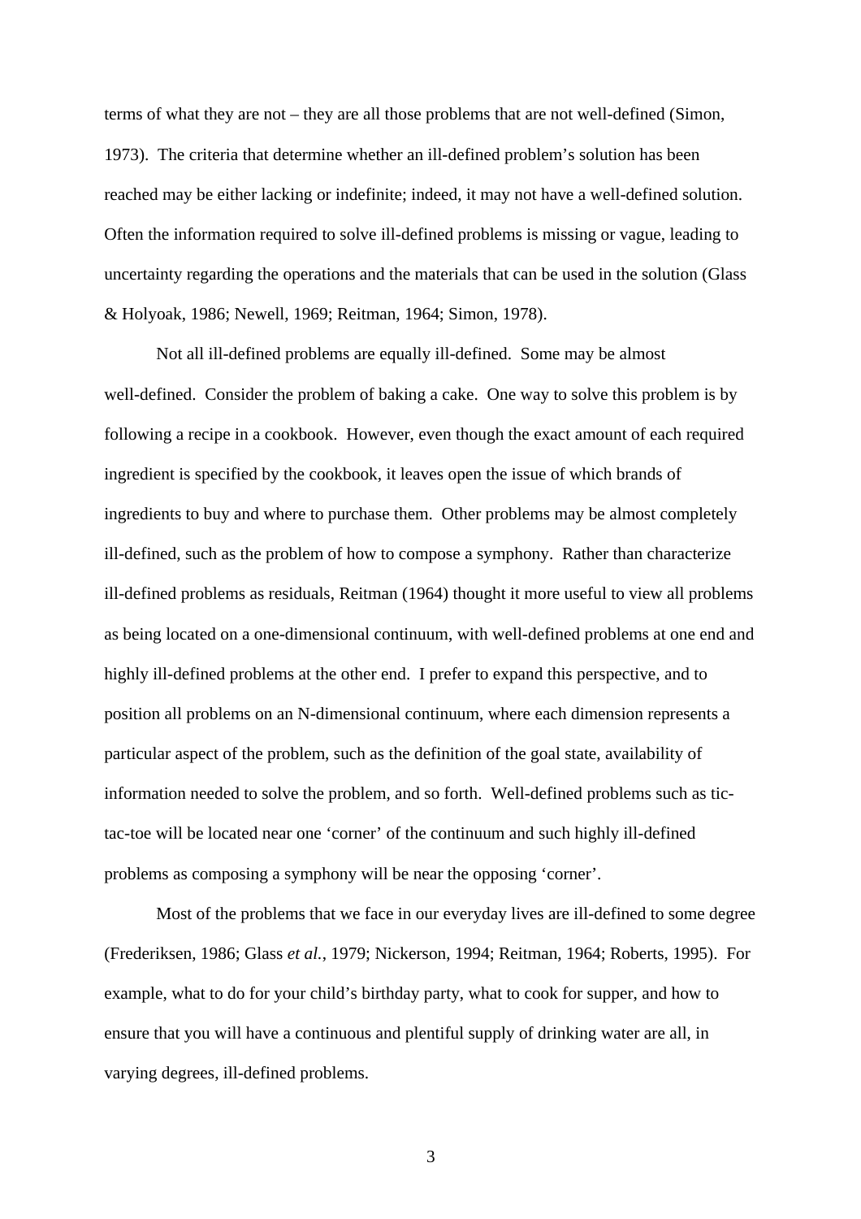terms of what they are not – they are all those problems that are not well-defined (Simon, 1973). The criteria that determine whether an ill-defined problem's solution has been reached may be either lacking or indefinite; indeed, it may not have a well-defined solution. Often the information required to solve ill-defined problems is missing or vague, leading to uncertainty regarding the operations and the materials that can be used in the solution (Glass & Holyoak, 1986; Newell, 1969; Reitman, 1964; Simon, 1978).

Not all ill-defined problems are equally ill-defined. Some may be almost well-defined. Consider the problem of baking a cake. One way to solve this problem is by following a recipe in a cookbook. However, even though the exact amount of each required ingredient is specified by the cookbook, it leaves open the issue of which brands of ingredients to buy and where to purchase them. Other problems may be almost completely ill-defined, such as the problem of how to compose a symphony. Rather than characterize ill-defined problems as residuals, Reitman (1964) thought it more useful to view all problems as being located on a one-dimensional continuum, with well-defined problems at one end and highly ill-defined problems at the other end. I prefer to expand this perspective, and to position all problems on an N-dimensional continuum, where each dimension represents a particular aspect of the problem, such as the definition of the goal state, availability of information needed to solve the problem, and so forth. Well-defined problems such as tic-tac-toe will be located near one 'corner' of the continuum and such highly ill-defined problems as composing a symphony will be near the opposing 'corner'.

Most of the problems that we face in our everyday lives are ill-defined to some degree (Frederiksen, 1986; Glass *et al.*, 1979; Nickerson, 1994; Reitman, 1964; Roberts, 1995). For example, what to do for your child's birthday party, what to cook for supper, and how to ensure that you will have a continuous and plentiful supply of drinking water are all, in varying degrees, ill-defined problems.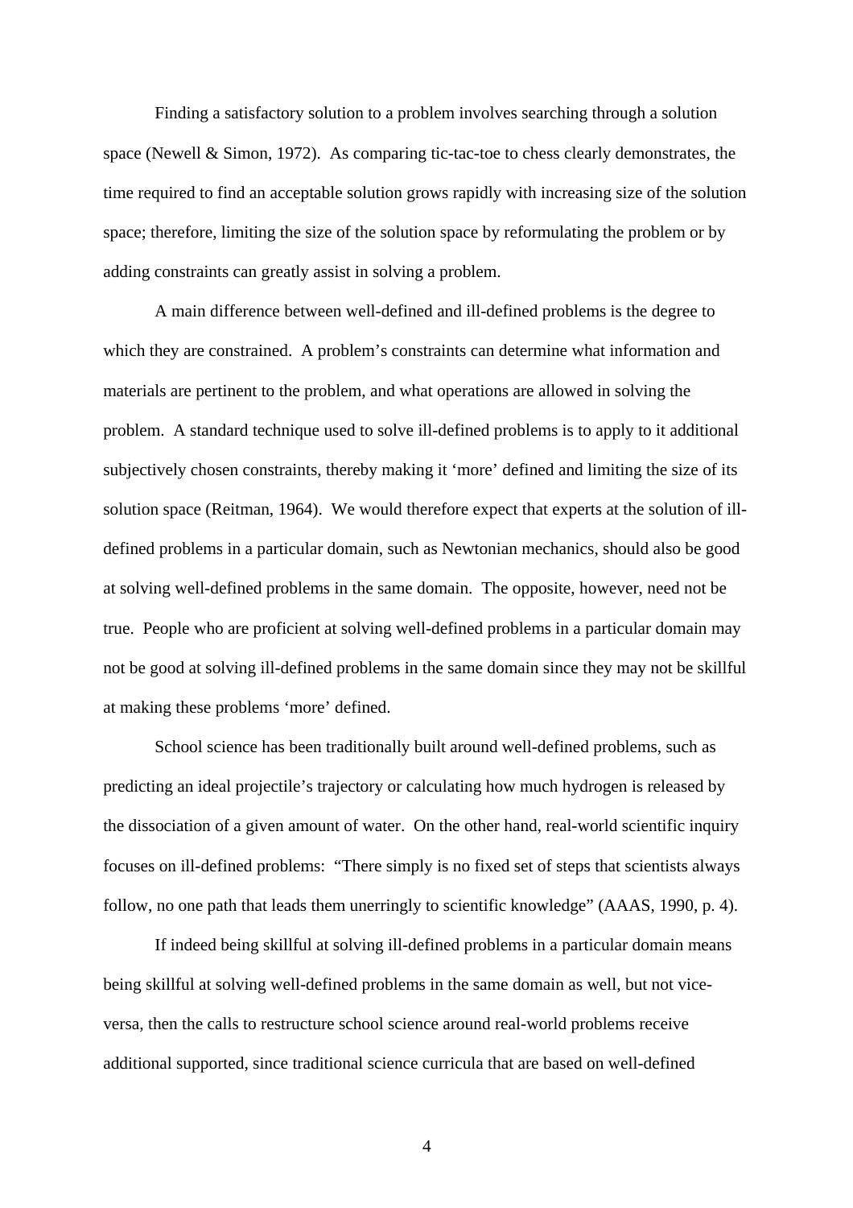Finding a satisfactory solution to a problem involves searching through a solution space (Newell & Simon, 1972). As comparing tic-tac-toe to chess clearly demonstrates, the time required to find an acceptable solution grows rapidly with increasing size of the solution space; therefore, limiting the size of the solution space by reformulating the problem or by adding constraints can greatly assist in solving a problem.

A main difference between well-defined and ill-defined problems is the degree to which they are constrained. A problem's constraints can determine what information and materials are pertinent to the problem, and what operations are allowed in solving the problem. A standard technique used to solve ill-defined problems is to apply to it additional subjectively chosen constraints, thereby making it 'more' defined and limiting the size of its solution space (Reitman, 1964). We would therefore expect that experts at the solution of ill-defined problems in a particular domain, such as Newtonian mechanics, should also be good at solving well-defined problems in the same domain. The opposite, however, need not be true. People who are proficient at solving well-defined problems in a particular domain may not be good at solving ill-defined problems in the same domain since they may not be skillful at making these problems 'more' defined.

School science has been traditionally built around well-defined problems, such as predicting an ideal projectile's trajectory or calculating how much hydrogen is released by the dissociation of a given amount of water. On the other hand, real-world scientific inquiry focuses on ill-defined problems: "There simply is no fixed set of steps that scientists always follow, no one path that leads them unerringly to scientific knowledge" (AAAS, 1990, p. 4).

If indeed being skillful at solving ill-defined problems in a particular domain means being skillful at solving well-defined problems in the same domain as well, but not vice-versa, then the calls to restructure school science around real-world problems receive additional supported, since traditional science curricula that are based on well-defined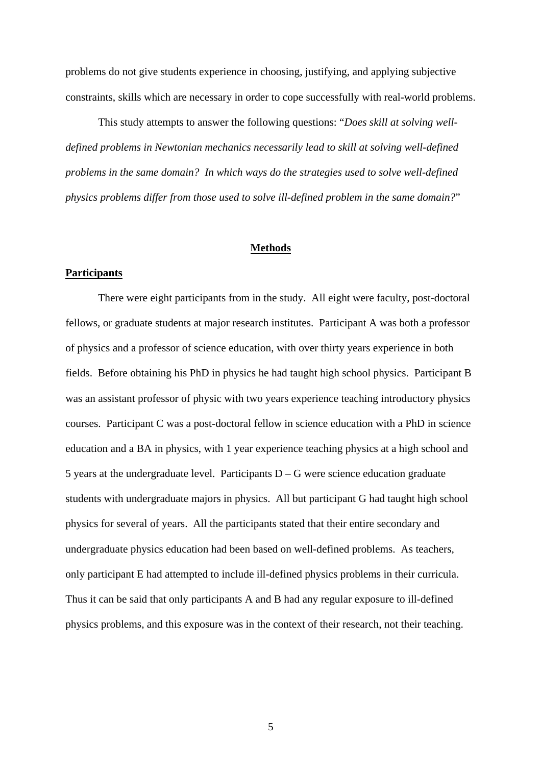problems do not give students experience in choosing, justifying, and applying subjective constraints, skills which are necessary in order to cope successfully with real-world problems.

This study attempts to answer the following questions: "*Does skill at solving well-defined problems in Newtonian mechanics necessarily lead to skill at solving well-defined problems in the same domain? In which ways do the strategies used to solve well-defined physics problems differ from those used to solve ill-defined problem in the same domain?*"

## Methods

### Participants

There were eight participants from in the study. All eight were faculty, post-doctoral fellows, or graduate students at major research institutes. Participant A was both a professor of physics and a professor of science education, with over thirty years experience in both fields. Before obtaining his PhD in physics he had taught high school physics. Participant B was an assistant professor of physic with two years experience teaching introductory physics courses. Participant C was a post-doctoral fellow in science education with a PhD in science education and a BA in physics, with 1 year experience teaching physics at a high school and 5 years at the undergraduate level. Participants D – G were science education graduate students with undergraduate majors in physics. All but participant G had taught high school physics for several of years. All the participants stated that their entire secondary and undergraduate physics education had been based on well-defined problems. As teachers, only participant E had attempted to include ill-defined physics problems in their curricula. Thus it can be said that only participants A and B had any regular exposure to ill-defined physics problems, and this exposure was in the context of their research, not their teaching.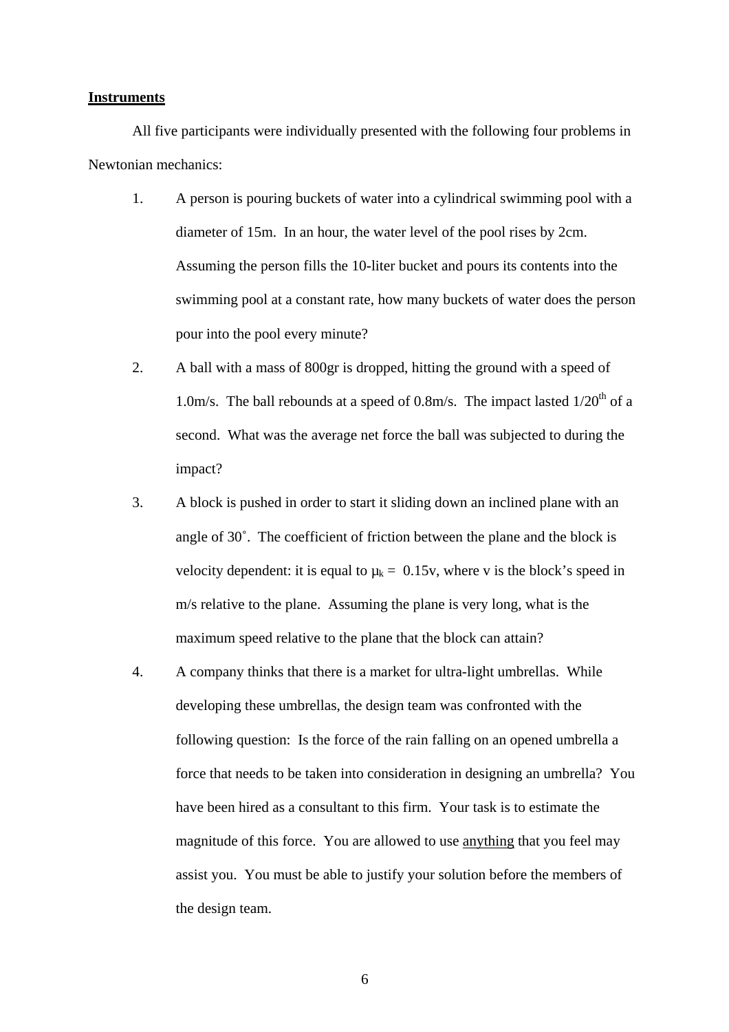**Instruments**

All five participants were individually presented with the following four problems in Newtonian mechanics:

1. A person is pouring buckets of water into a cylindrical swimming pool with a diameter of 15m. In an hour, the water level of the pool rises by 2cm. Assuming the person fills the 10-liter bucket and pours its contents into the swimming pool at a constant rate, how many buckets of water does the person pour into the pool every minute?
2. A ball with a mass of 800gr is dropped, hitting the ground with a speed of 1.0m/s. The ball rebounds at a speed of 0.8m/s. The impact lasted 1/20$^{th}$ of a second. What was the average net force the ball was subjected to during the impact?
3. A block is pushed in order to start it sliding down an inclined plane with an angle of 30˚. The coefficient of friction between the plane and the block is velocity dependent: it is equal to $\mu_k = 0.15v$, where v is the block's speed in m/s relative to the plane. Assuming the plane is very long, what is the maximum speed relative to the plane that the block can attain?
4. A company thinks that there is a market for ultra-light umbrellas. While developing these umbrellas, the design team was confronted with the following question: Is the force of the rain falling on an opened umbrella a force that needs to be taken into consideration in designing an umbrella? You have been hired as a consultant to this firm. Your task is to estimate the magnitude of this force. You are allowed to use anything that you feel may assist you. You must be able to justify your solution before the members of the design team.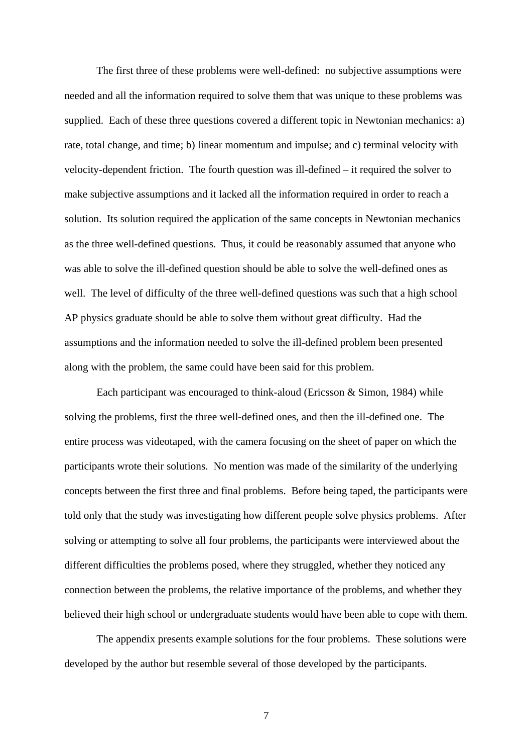The first three of these problems were well-defined: no subjective assumptions were needed and all the information required to solve them that was unique to these problems was supplied. Each of these three questions covered a different topic in Newtonian mechanics: a) rate, total change, and time; b) linear momentum and impulse; and c) terminal velocity with velocity-dependent friction. The fourth question was ill-defined – it required the solver to make subjective assumptions and it lacked all the information required in order to reach a solution. Its solution required the application of the same concepts in Newtonian mechanics as the three well-defined questions. Thus, it could be reasonably assumed that anyone who was able to solve the ill-defined question should be able to solve the well-defined ones as well. The level of difficulty of the three well-defined questions was such that a high school AP physics graduate should be able to solve them without great difficulty. Had the assumptions and the information needed to solve the ill-defined problem been presented along with the problem, the same could have been said for this problem.

Each participant was encouraged to think-aloud (Ericsson & Simon, 1984) while solving the problems, first the three well-defined ones, and then the ill-defined one. The entire process was videotaped, with the camera focusing on the sheet of paper on which the participants wrote their solutions. No mention was made of the similarity of the underlying concepts between the first three and final problems. Before being taped, the participants were told only that the study was investigating how different people solve physics problems. After solving or attempting to solve all four problems, the participants were interviewed about the different difficulties the problems posed, where they struggled, whether they noticed any connection between the problems, the relative importance of the problems, and whether they believed their high school or undergraduate students would have been able to cope with them.

The appendix presents example solutions for the four problems. These solutions were developed by the author but resemble several of those developed by the participants.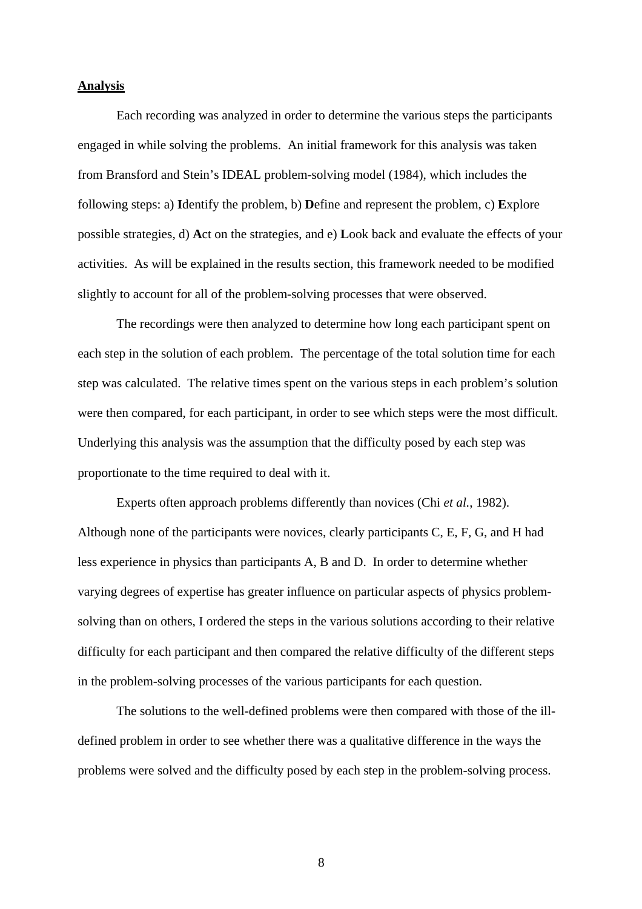## **Analysis**

Each recording was analyzed in order to determine the various steps the participants engaged in while solving the problems. An initial framework for this analysis was taken from Bransford and Stein's IDEAL problem-solving model (1984), which includes the following steps: a) **I**dentify the problem, b) **D**efine and represent the problem, c) **E**xplore possible strategies, d) **A**ct on the strategies, and e) **L**ook back and evaluate the effects of your activities. As will be explained in the results section, this framework needed to be modified slightly to account for all of the problem-solving processes that were observed.

The recordings were then analyzed to determine how long each participant spent on each step in the solution of each problem. The percentage of the total solution time for each step was calculated. The relative times spent on the various steps in each problem's solution were then compared, for each participant, in order to see which steps were the most difficult. Underlying this analysis was the assumption that the difficulty posed by each step was proportionate to the time required to deal with it.

Experts often approach problems differently than novices (Chi *et al.*, 1982). Although none of the participants were novices, clearly participants C, E, F, G, and H had less experience in physics than participants A, B and D. In order to determine whether varying degrees of expertise has greater influence on particular aspects of physics problem-solving than on others, I ordered the steps in the various solutions according to their relative difficulty for each participant and then compared the relative difficulty of the different steps in the problem-solving processes of the various participants for each question.

The solutions to the well-defined problems were then compared with those of the ill-defined problem in order to see whether there was a qualitative difference in the ways the problems were solved and the difficulty posed by each step in the problem-solving process.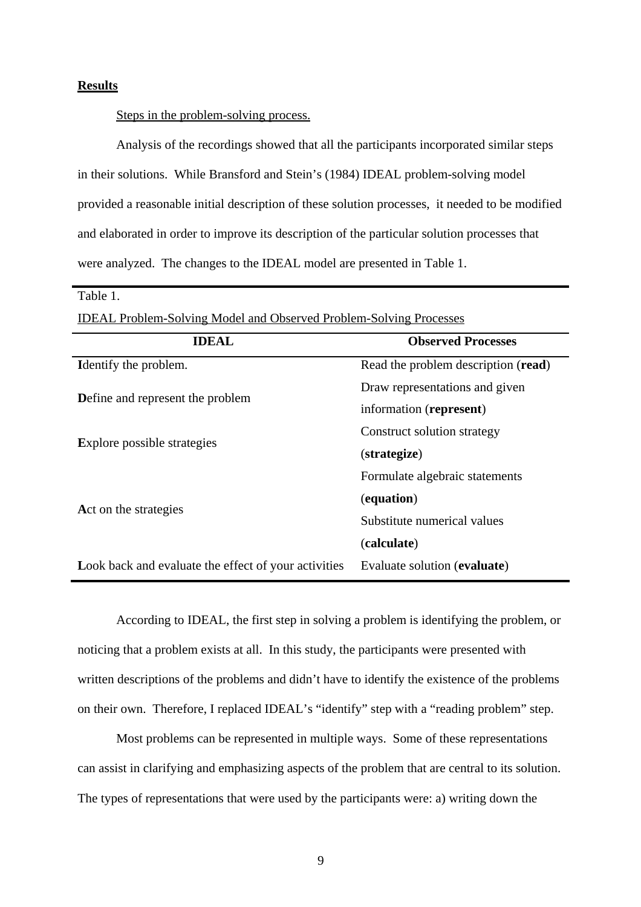**Results**

Steps in the problem-solving process.

Analysis of the recordings showed that all the participants incorporated similar steps in their solutions. While Bransford and Stein's (1984) IDEAL problem-solving model provided a reasonable initial description of these solution processes, it needed to be modified and elaborated in order to improve its description of the particular solution processes that were analyzed. The changes to the IDEAL model are presented in Table 1.

Table 1.

IDEAL Problem-Solving Model and Observed Problem-Solving Processes

| IDEAL | Observed Processes |
|---|---|
| **I**dentify the problem. | Read the problem description (**read**) |
| **D**efine and represent the problem | Draw representations and given information (**represent**) |
| **E**xplore possible strategies | Construct solution strategy (**strategize**) |
| **A**ct on the strategies | Formulate algebraic statements (**equation**) |
| | Substitute numerical values (**calculate**) |
| **L**ook back and evaluate the effect of your activities | Evaluate solution (**evaluate**) |

According to IDEAL, the first step in solving a problem is identifying the problem, or noticing that a problem exists at all. In this study, the participants were presented with written descriptions of the problems and didn't have to identify the existence of the problems on their own. Therefore, I replaced IDEAL's "identify" step with a "reading problem" step.

Most problems can be represented in multiple ways. Some of these representations can assist in clarifying and emphasizing aspects of the problem that are central to its solution. The types of representations that were used by the participants were: a) writing down the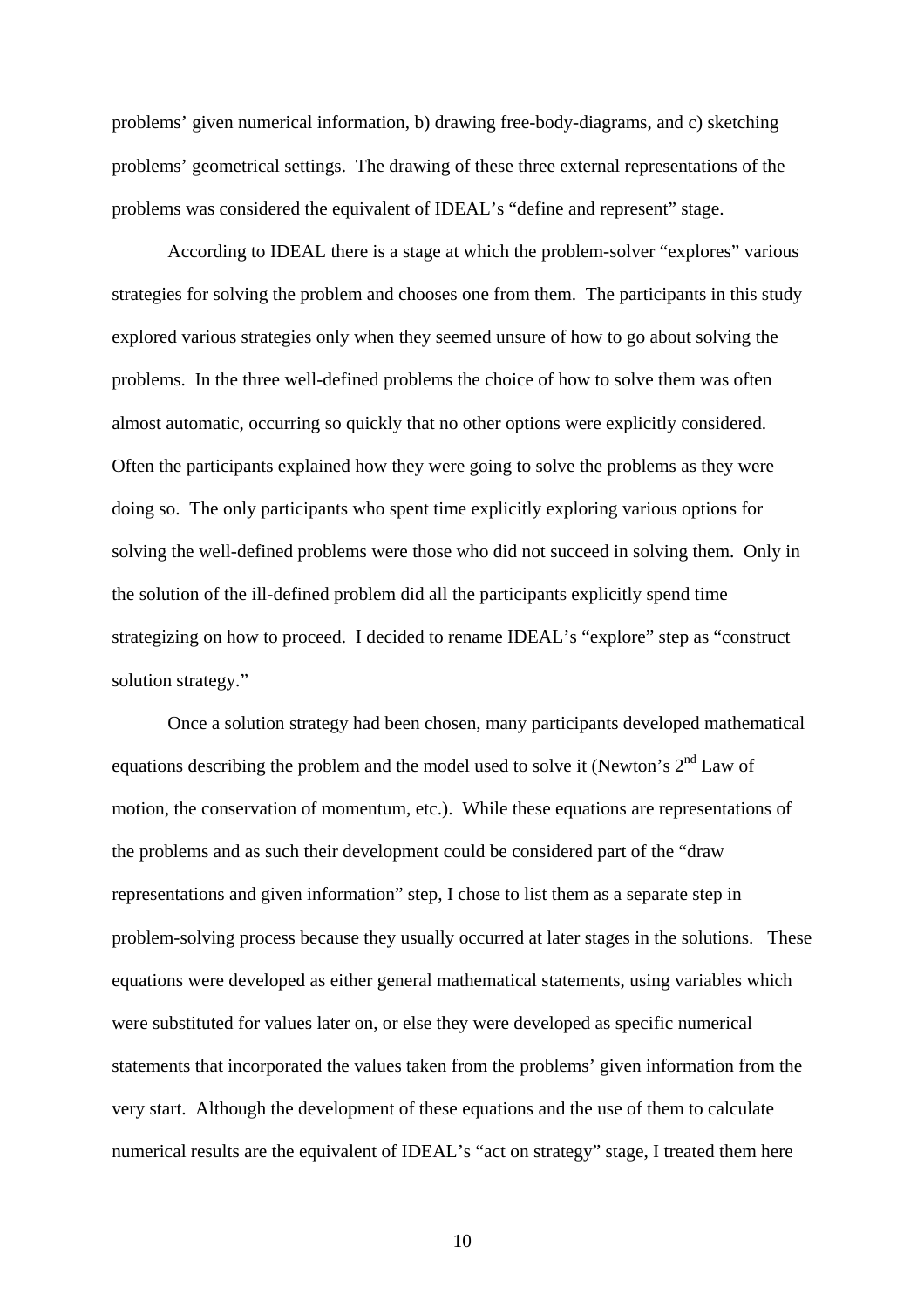problems' given numerical information, b) drawing free-body-diagrams, and c) sketching problems' geometrical settings. The drawing of these three external representations of the problems was considered the equivalent of IDEAL's "define and represent" stage.

According to IDEAL there is a stage at which the problem-solver "explores" various strategies for solving the problem and chooses one from them. The participants in this study explored various strategies only when they seemed unsure of how to go about solving the problems. In the three well-defined problems the choice of how to solve them was often almost automatic, occurring so quickly that no other options were explicitly considered. Often the participants explained how they were going to solve the problems as they were doing so. The only participants who spent time explicitly exploring various options for solving the well-defined problems were those who did not succeed in solving them. Only in the solution of the ill-defined problem did all the participants explicitly spend time strategizing on how to proceed. I decided to rename IDEAL's "explore" step as "construct solution strategy."

Once a solution strategy had been chosen, many participants developed mathematical equations describing the problem and the model used to solve it (Newton's $2^{nd}$ Law of motion, the conservation of momentum, etc.). While these equations are representations of the problems and as such their development could be considered part of the "draw representations and given information" step, I chose to list them as a separate step in problem-solving process because they usually occurred at later stages in the solutions. These equations were developed as either general mathematical statements, using variables which were substituted for values later on, or else they were developed as specific numerical statements that incorporated the values taken from the problems' given information from the very start. Although the development of these equations and the use of them to calculate numerical results are the equivalent of IDEAL's "act on strategy" stage, I treated them here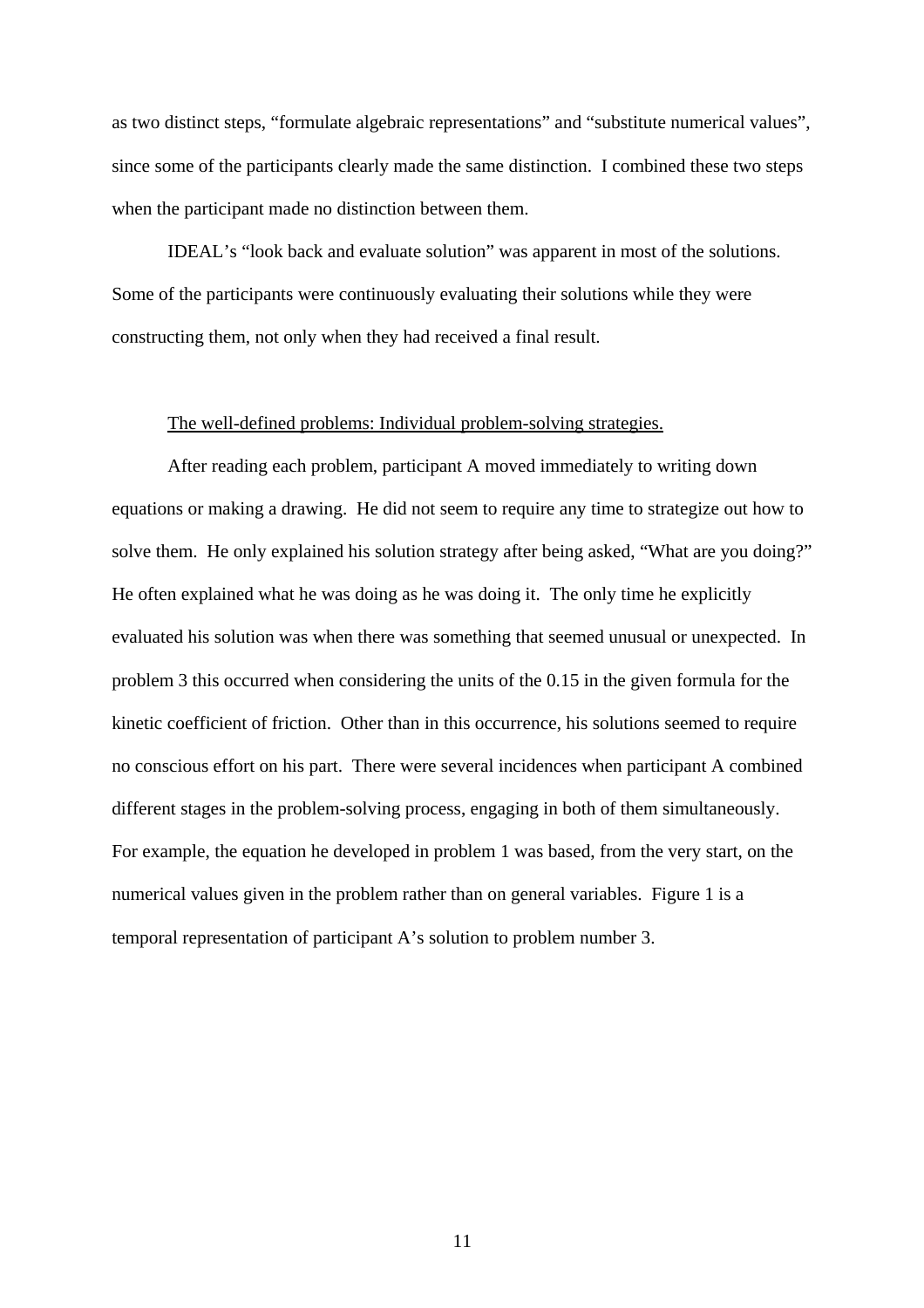as two distinct steps, “formulate algebraic representations” and “substitute numerical values”, since some of the participants clearly made the same distinction. I combined these two steps when the participant made no distinction between them.

IDEAL’s “look back and evaluate solution” was apparent in most of the solutions. Some of the participants were continuously evaluating their solutions while they were constructing them, not only when they had received a final result.

<u>The well-defined problems: Individual problem-solving strategies.</u>

After reading each problem, participant A moved immediately to writing down equations or making a drawing. He did not seem to require any time to strategize out how to solve them. He only explained his solution strategy after being asked, “What are you doing?” He often explained what he was doing as he was doing it. The only time he explicitly evaluated his solution was when there was something that seemed unusual or unexpected. In problem 3 this occurred when considering the units of the 0.15 in the given formula for the kinetic coefficient of friction. Other than in this occurrence, his solutions seemed to require no conscious effort on his part. There were several incidences when participant A combined different stages in the problem-solving process, engaging in both of them simultaneously. For example, the equation he developed in problem 1 was based, from the very start, on the numerical values given in the problem rather than on general variables. Figure 1 is a temporal representation of participant A’s solution to problem number 3.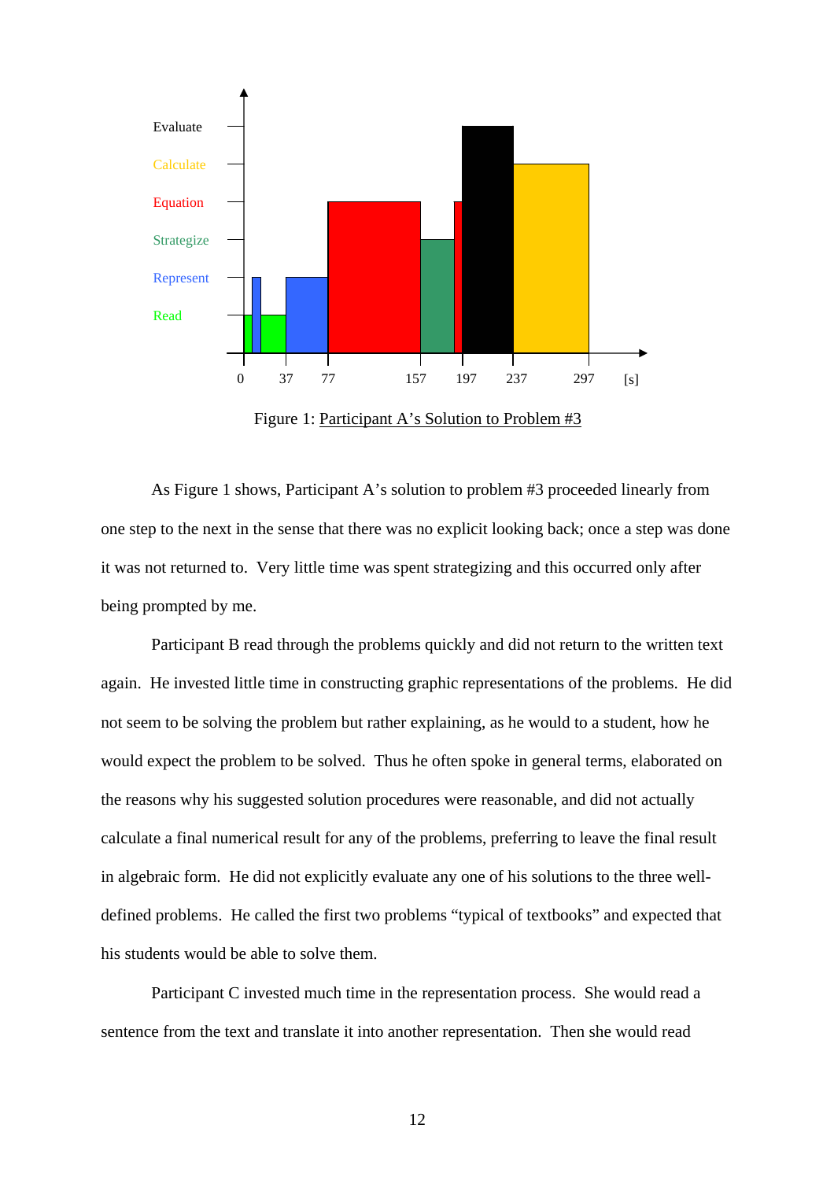Figure 1: Participant A's Solution to Problem #3

As Figure 1 shows, Participant A's solution to problem #3 proceeded linearly from one step to the next in the sense that there was no explicit looking back; once a step was done it was not returned to. Very little time was spent strategizing and this occurred only after being prompted by me.

Participant B read through the problems quickly and did not return to the written text again. He invested little time in constructing graphic representations of the problems. He did not seem to be solving the problem but rather explaining, as he would to a student, how he would expect the problem to be solved. Thus he often spoke in general terms, elaborated on the reasons why his suggested solution procedures were reasonable, and did not actually calculate a final numerical result for any of the problems, preferring to leave the final result in algebraic form. He did not explicitly evaluate any one of his solutions to the three well-defined problems. He called the first two problems "typical of textbooks" and expected that his students would be able to solve them.

Participant C invested much time in the representation process. She would read a sentence from the text and translate it into another representation. Then she would read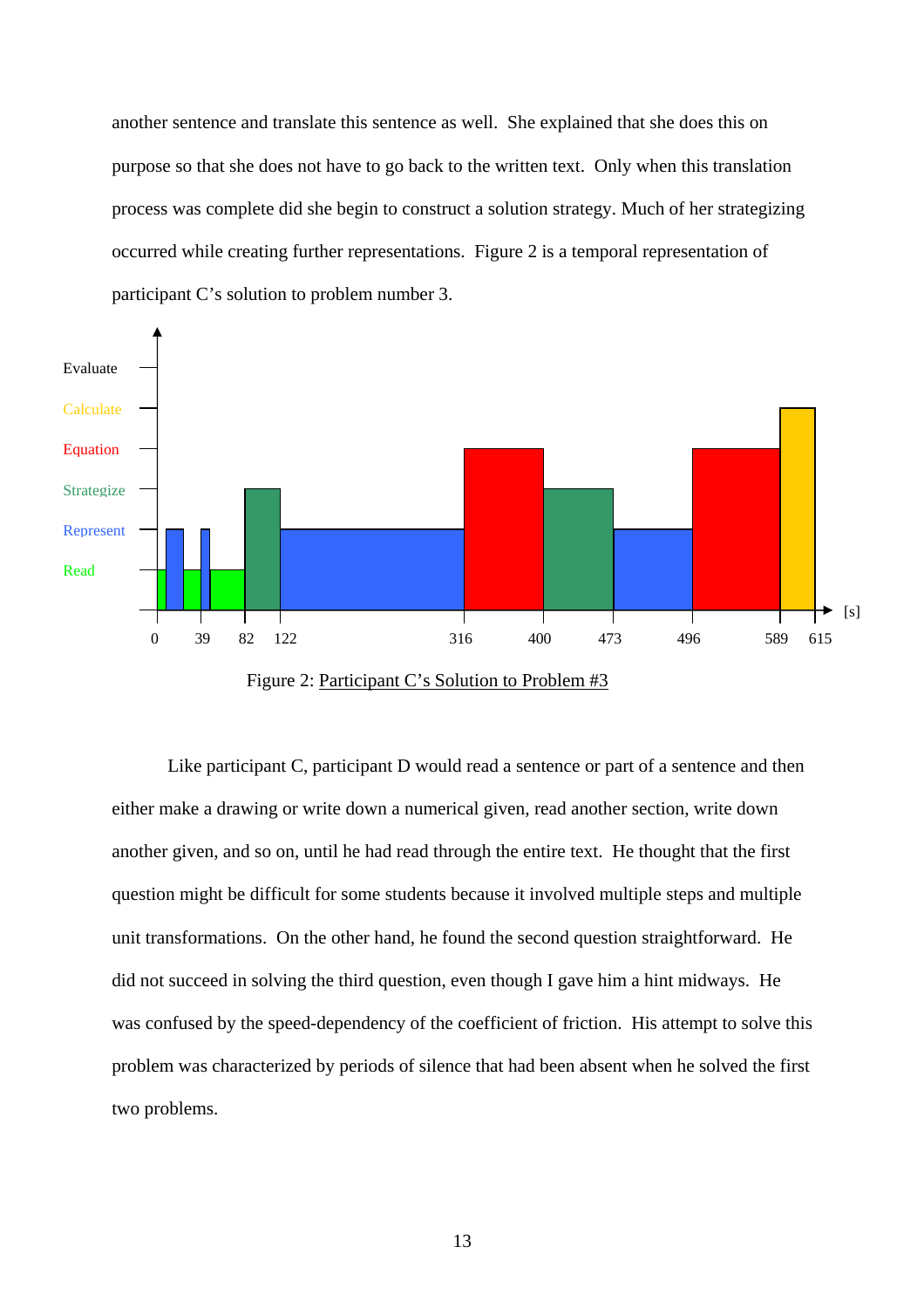another sentence and translate this sentence as well. She explained that she does this on purpose so that she does not have to go back to the written text. Only when this translation process was complete did she begin to construct a solution strategy. Much of her strategizing occurred while creating further representations. Figure 2 is a temporal representation of participant C's solution to problem number 3.

Evaluate
Calculate
Equation
Strategize
Represent
Read

0 39 82 122 316 400 473 496 589 615 [s]

Figure 2: Participant C's Solution to Problem #3

Like participant C, participant D would read a sentence or part of a sentence and then either make a drawing or write down a numerical given, read another section, write down another given, and so on, until he had read through the entire text. He thought that the first question might be difficult for some students because it involved multiple steps and multiple unit transformations. On the other hand, he found the second question straightforward. He did not succeed in solving the third question, even though I gave him a hint midways. He was confused by the speed-dependency of the coefficient of friction. His attempt to solve this problem was characterized by periods of silence that had been absent when he solved the first two problems.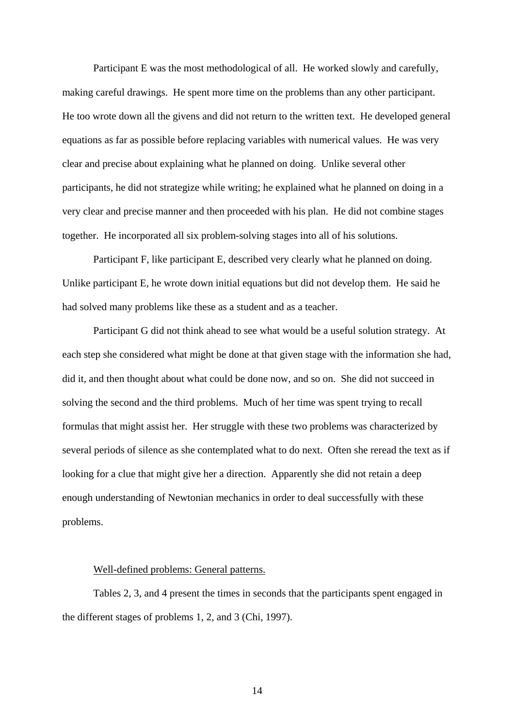Participant E was the most methodological of all. He worked slowly and carefully, making careful drawings. He spent more time on the problems than any other participant. He too wrote down all the givens and did not return to the written text. He developed general equations as far as possible before replacing variables with numerical values. He was very clear and precise about explaining what he planned on doing. Unlike several other participants, he did not strategize while writing; he explained what he planned on doing in a very clear and precise manner and then proceeded with his plan. He did not combine stages together. He incorporated all six problem-solving stages into all of his solutions.

Participant F, like participant E, described very clearly what he planned on doing. Unlike participant E, he wrote down initial equations but did not develop them. He said he had solved many problems like these as a student and as a teacher.

Participant G did not think ahead to see what would be a useful solution strategy. At each step she considered what might be done at that given stage with the information she had, did it, and then thought about what could be done now, and so on. She did not succeed in solving the second and the third problems. Much of her time was spent trying to recall formulas that might assist her. Her struggle with these two problems was characterized by several periods of silence as she contemplated what to do next. Often she reread the text as if looking for a clue that might give her a direction. Apparently she did not retain a deep enough understanding of Newtonian mechanics in order to deal successfully with these problems.

Well-defined problems: General patterns.

Tables 2, 3, and 4 present the times in seconds that the participants spent engaged in the different stages of problems 1, 2, and 3 (Chi, 1997).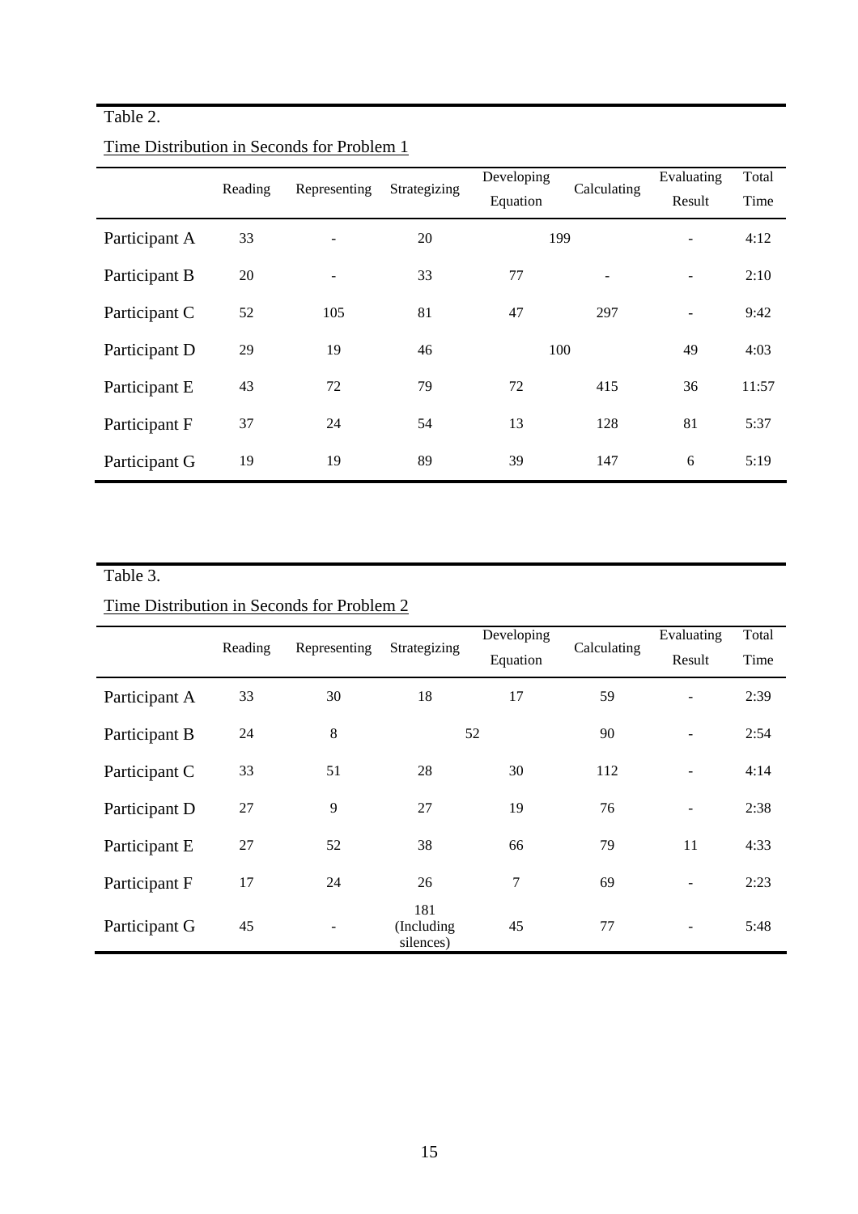Table 2.

Time Distribution in Seconds for Problem 1

| | Reading | Representing | Strategizing | Developing Equation | Calculating | Evaluating Result | Total Time |
|---|---|---|---|---|---|---|---|
| Participant A | 33 | - | 20 | 199 | | - | 4:12 |
| Participant B | 20 | - | 33 | 77 | - | - | 2:10 |
| Participant C | 52 | 105 | 81 | 47 | 297 | - | 9:42 |
| Participant D | 29 | 19 | 46 | 100 | | 49 | 4:03 |
| Participant E | 43 | 72 | 79 | 72 | 415 | 36 | 11:57 |
| Participant F | 37 | 24 | 54 | 13 | 128 | 81 | 5:37 |
| Participant G | 19 | 19 | 89 | 39 | 147 | 6 | 5:19 |

Table 3.

Time Distribution in Seconds for Problem 2

| | Reading | Representing | Strategizing | Developing Equation | Calculating | Evaluating Result | Total Time |
|---|---|---|---|---|---|---|---|
| Participant A | 33 | 30 | 18 | 17 | 59 | - | 2:39 |
| Participant B | 24 | 8 | 52 | | 90 | - | 2:54 |
| Participant C | 33 | 51 | 28 | 30 | 112 | - | 4:14 |
| Participant D | 27 | 9 | 27 | 19 | 76 | - | 2:38 |
| Participant E | 27 | 52 | 38 | 66 | 79 | 11 | 4:33 |
| Participant F | 17 | 24 | 26 | 7 | 69 | - | 2:23 |
| Participant G | 45 | - | 181 (Including silences) | 45 | 77 | - | 5:48 |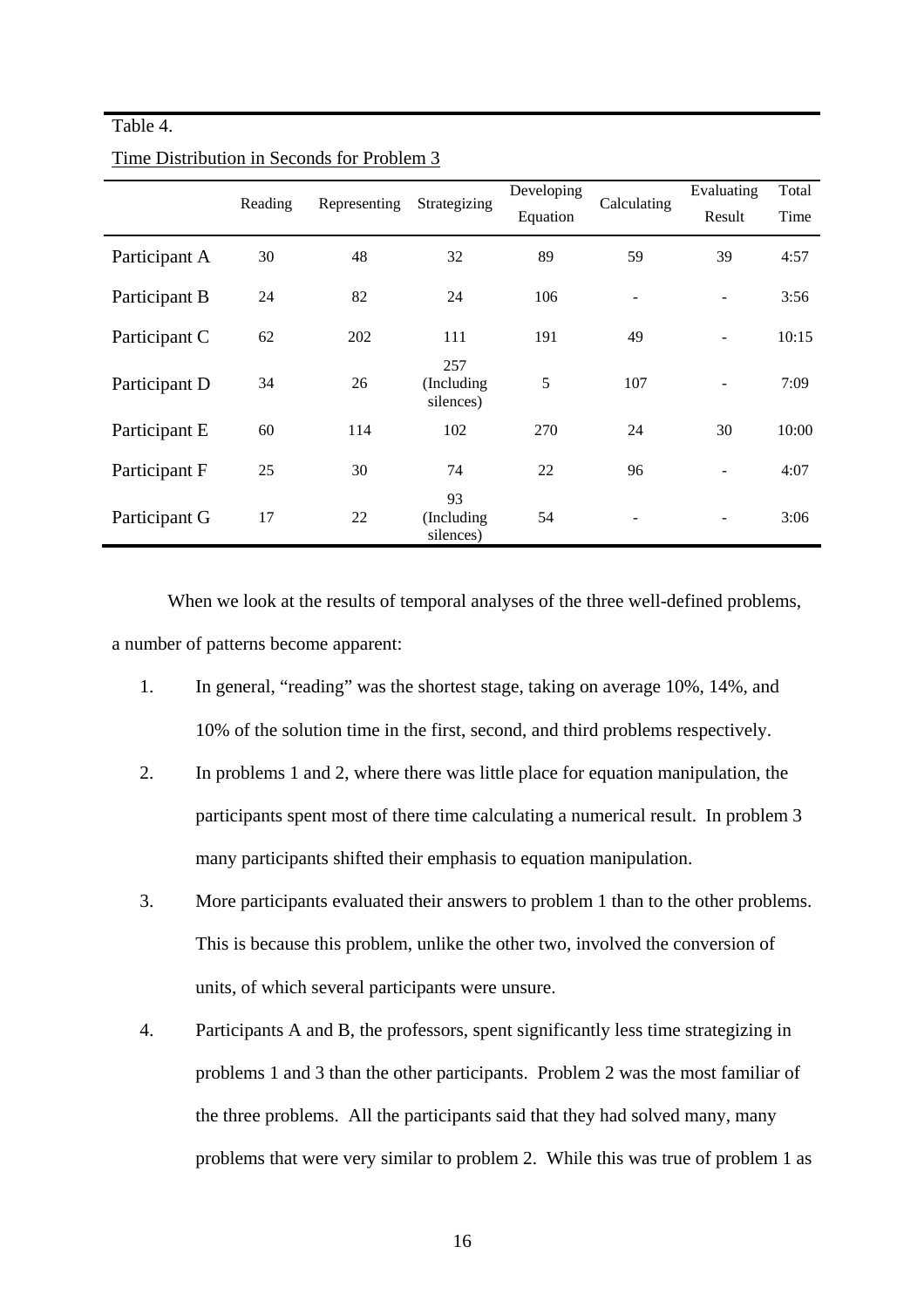Table 4.

Time Distribution in Seconds for Problem 3

| | Reading | Representing | Strategizing | Developing Equation | Calculating | Evaluating Result | Total Time |
|---|---|---|---|---|---|---|---|
| Participant A | 30 | 48 | 32 | 89 | 59 | 39 | 4:57 |
| Participant B | 24 | 82 | 24 | 106 | - | - | 3:56 |
| Participant C | 62 | 202 | 111 | 191 | 49 | - | 10:15 |
| Participant D | 34 | 26 | 257 (Including silences) | 5 | 107 | - | 7:09 |
| Participant E | 60 | 114 | 102 | 270 | 24 | 30 | 10:00 |
| Participant F | 25 | 30 | 74 | 22 | 96 | - | 4:07 |
| Participant G | 17 | 22 | 93 (Including silences) | 54 | - | - | 3:06 |

When we look at the results of temporal analyses of the three well-defined problems, a number of patterns become apparent:

1. In general, "reading" was the shortest stage, taking on average 10%, 14%, and 10% of the solution time in the first, second, and third problems respectively.
2. In problems 1 and 2, where there was little place for equation manipulation, the participants spent most of there time calculating a numerical result. In problem 3 many participants shifted their emphasis to equation manipulation.
3. More participants evaluated their answers to problem 1 than to the other problems. This is because this problem, unlike the other two, involved the conversion of units, of which several participants were unsure.
4. Participants A and B, the professors, spent significantly less time strategizing in problems 1 and 3 than the other participants. Problem 2 was the most familiar of the three problems. All the participants said that they had solved many, many problems that were very similar to problem 2. While this was true of problem 1 as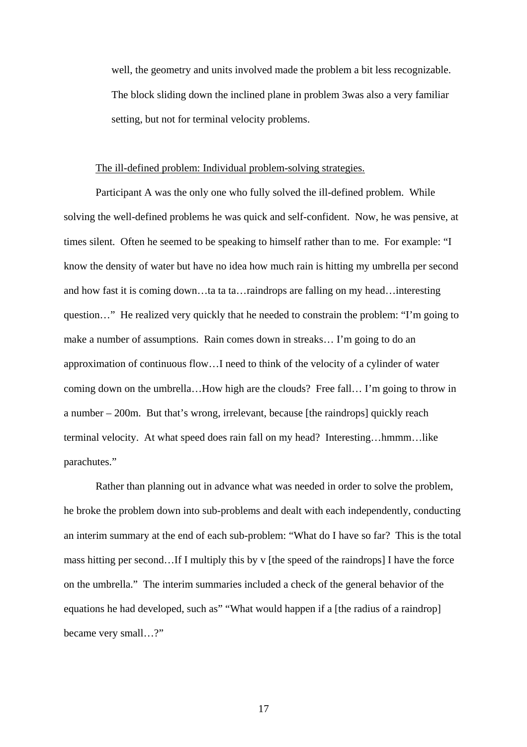well, the geometry and units involved made the problem a bit less recognizable. The block sliding down the inclined plane in problem 3was also a very familiar setting, but not for terminal velocity problems.

<u>The ill-defined problem: Individual problem-solving strategies.</u>

Participant A was the only one who fully solved the ill-defined problem. While solving the well-defined problems he was quick and self-confident. Now, he was pensive, at times silent. Often he seemed to be speaking to himself rather than to me. For example: "I know the density of water but have no idea how much rain is hitting my umbrella per second and how fast it is coming down…ta ta ta…raindrops are falling on my head…interesting question…" He realized very quickly that he needed to constrain the problem: "I'm going to make a number of assumptions. Rain comes down in streaks… I'm going to do an approximation of continuous flow…I need to think of the velocity of a cylinder of water coming down on the umbrella…How high are the clouds? Free fall… I'm going to throw in a number – 200m. But that's wrong, irrelevant, because [the raindrops] quickly reach terminal velocity. At what speed does rain fall on my head? Interesting…hmmm…like parachutes."

Rather than planning out in advance what was needed in order to solve the problem, he broke the problem down into sub-problems and dealt with each independently, conducting an interim summary at the end of each sub-problem: "What do I have so far? This is the total mass hitting per second…If I multiply this by v [the speed of the raindrops] I have the force on the umbrella." The interim summaries included a check of the general behavior of the equations he had developed, such as" "What would happen if a [the radius of a raindrop] became very small…?"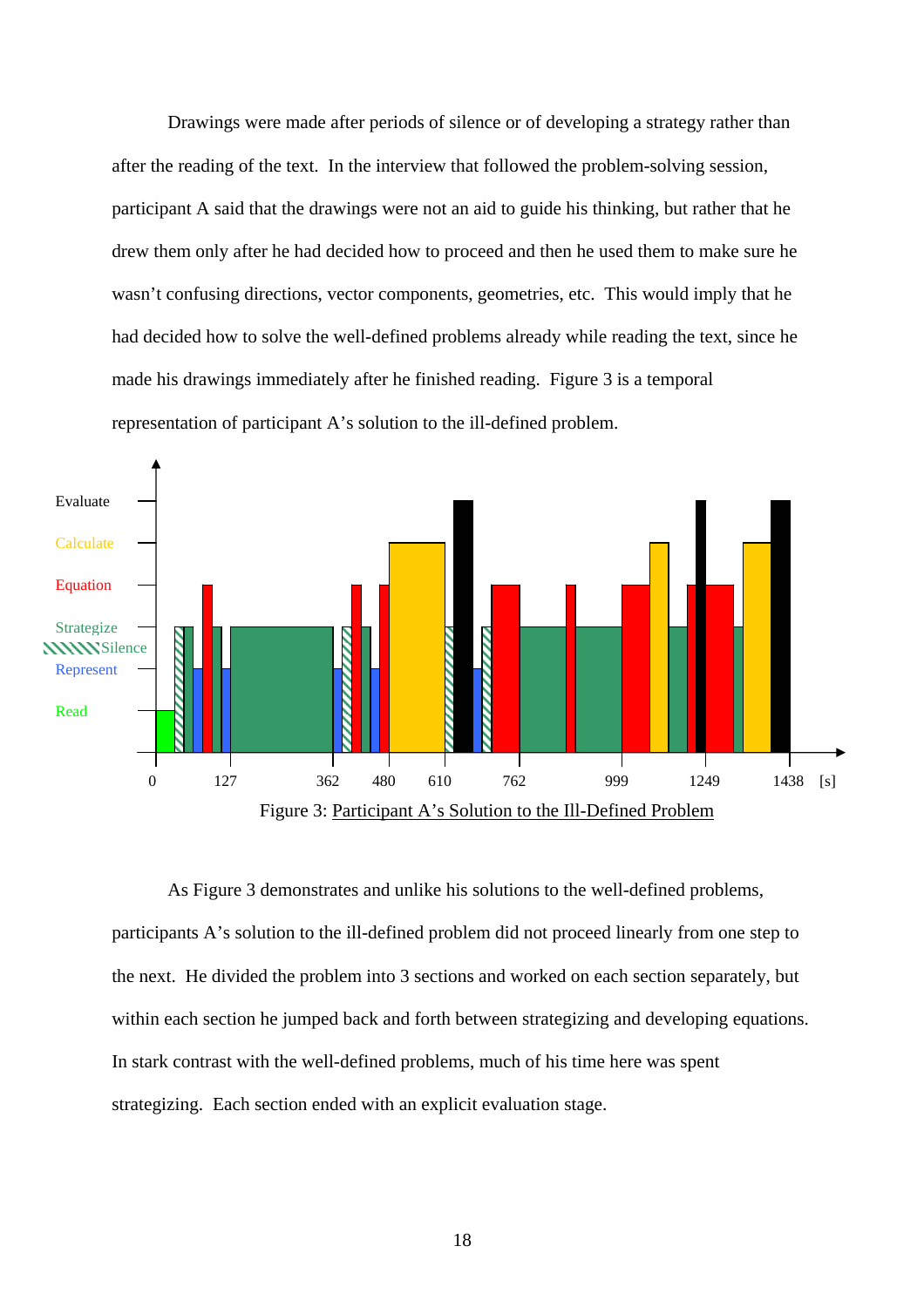Drawings were made after periods of silence or of developing a strategy rather than after the reading of the text. In the interview that followed the problem-solving session, participant A said that the drawings were not an aid to guide his thinking, but rather that he drew them only after he had decided how to proceed and then he used them to make sure he wasn't confusing directions, vector components, geometries, etc. This would imply that he had decided how to solve the well-defined problems already while reading the text, since he made his drawings immediately after he finished reading. Figure 3 is a temporal representation of participant A's solution to the ill-defined problem.

Figure 3: Participant A's Solution to the Ill-Defined Problem

As Figure 3 demonstrates and unlike his solutions to the well-defined problems, participants A's solution to the ill-defined problem did not proceed linearly from one step to the next. He divided the problem into 3 sections and worked on each section separately, but within each section he jumped back and forth between strategizing and developing equations. In stark contrast with the well-defined problems, much of his time here was spent strategizing. Each section ended with an explicit evaluation stage.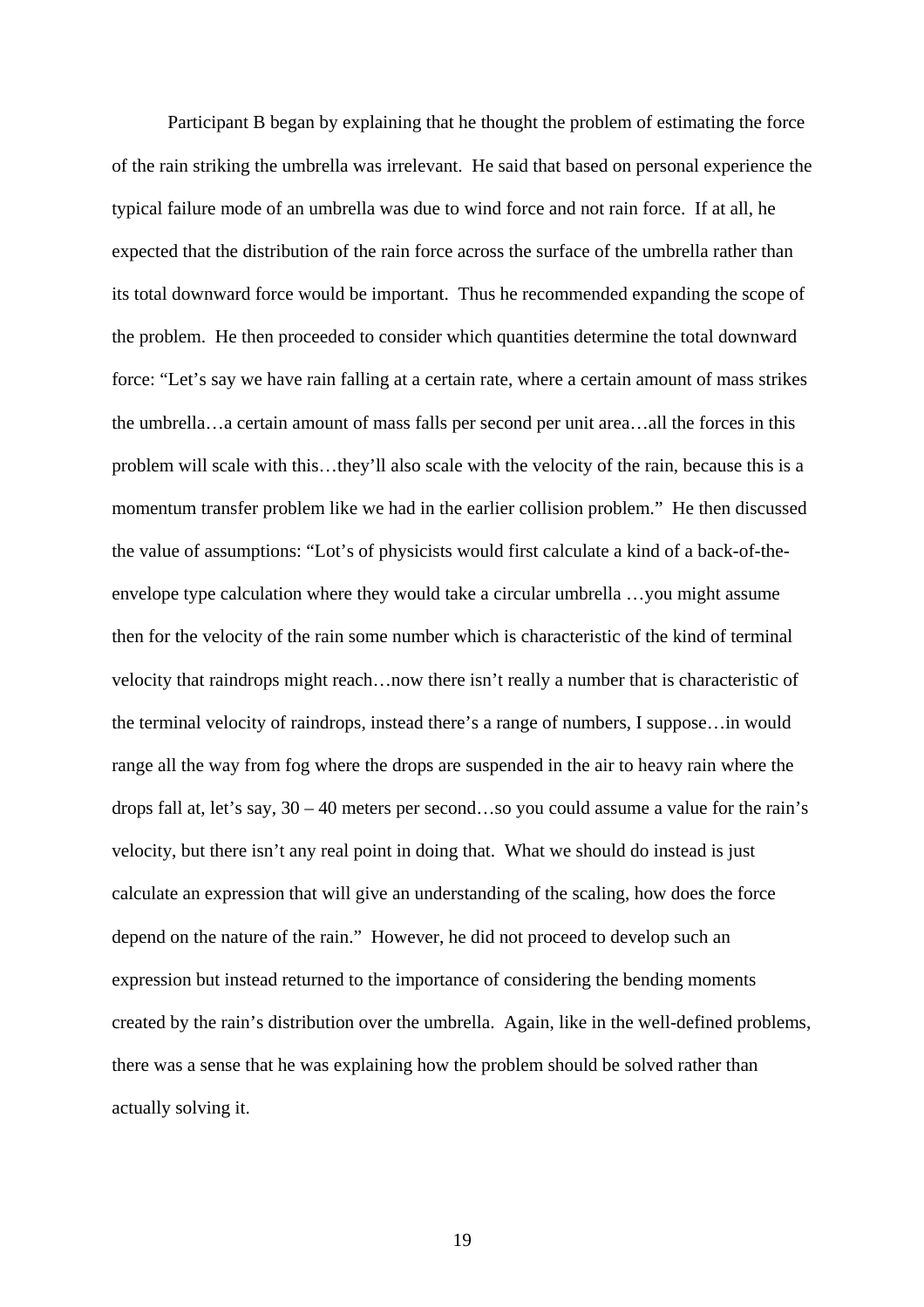Participant B began by explaining that he thought the problem of estimating the force of the rain striking the umbrella was irrelevant. He said that based on personal experience the typical failure mode of an umbrella was due to wind force and not rain force. If at all, he expected that the distribution of the rain force across the surface of the umbrella rather than its total downward force would be important. Thus he recommended expanding the scope of the problem. He then proceeded to consider which quantities determine the total downward force: "Let's say we have rain falling at a certain rate, where a certain amount of mass strikes the umbrella…a certain amount of mass falls per second per unit area…all the forces in this problem will scale with this…they'll also scale with the velocity of the rain, because this is a momentum transfer problem like we had in the earlier collision problem." He then discussed the value of assumptions: "Lot's of physicists would first calculate a kind of a back-of-the-envelope type calculation where they would take a circular umbrella …you might assume then for the velocity of the rain some number which is characteristic of the kind of terminal velocity that raindrops might reach…now there isn't really a number that is characteristic of the terminal velocity of raindrops, instead there's a range of numbers, I suppose…in would range all the way from fog where the drops are suspended in the air to heavy rain where the drops fall at, let's say, 30 – 40 meters per second…so you could assume a value for the rain's velocity, but there isn't any real point in doing that. What we should do instead is just calculate an expression that will give an understanding of the scaling, how does the force depend on the nature of the rain." However, he did not proceed to develop such an expression but instead returned to the importance of considering the bending moments created by the rain's distribution over the umbrella. Again, like in the well-defined problems, there was a sense that he was explaining how the problem should be solved rather than actually solving it.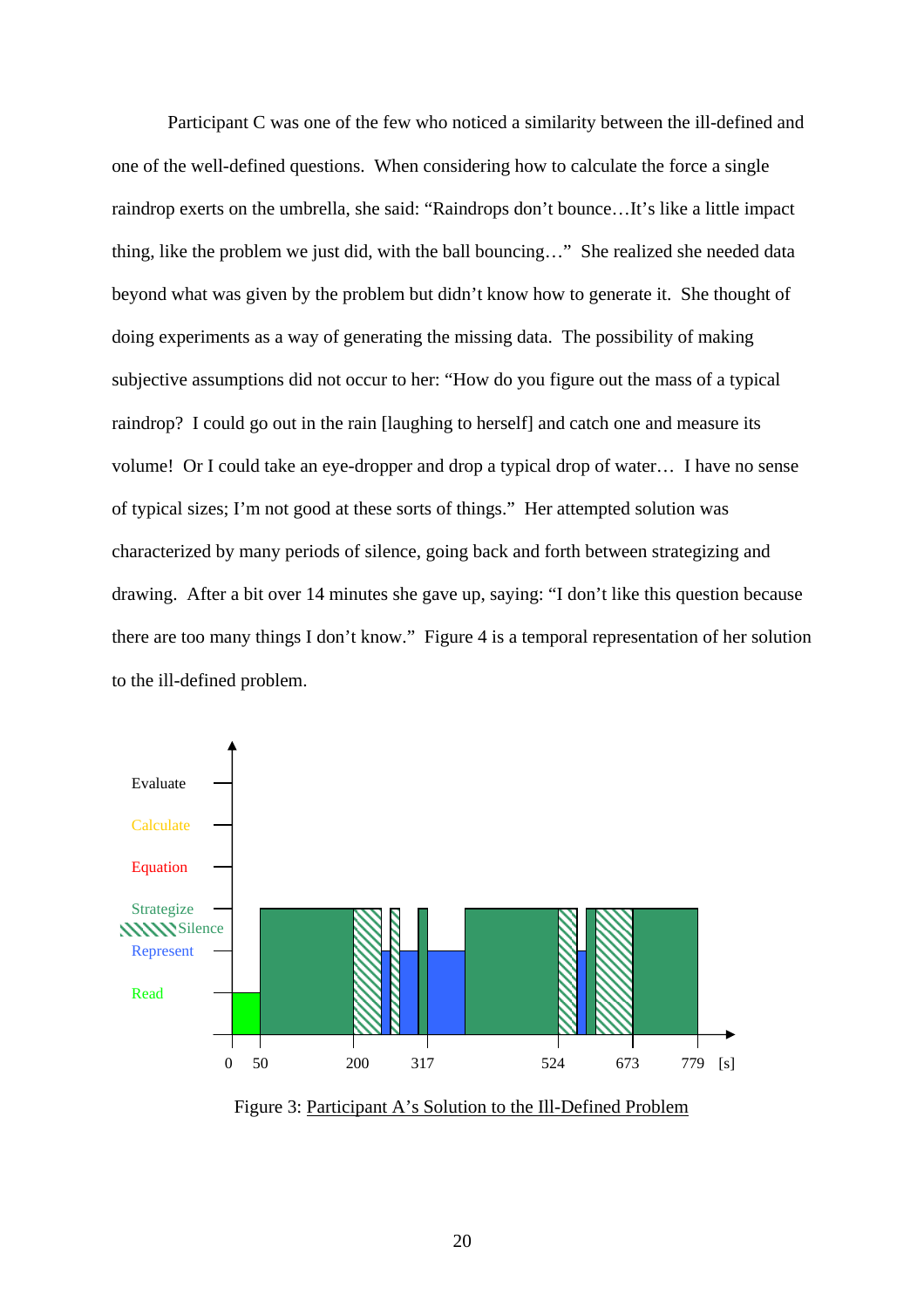Participant C was one of the few who noticed a similarity between the ill-defined and one of the well-defined questions. When considering how to calculate the force a single raindrop exerts on the umbrella, she said: "Raindrops don't bounce…It's like a little impact thing, like the problem we just did, with the ball bouncing…" She realized she needed data beyond what was given by the problem but didn't know how to generate it. She thought of doing experiments as a way of generating the missing data. The possibility of making subjective assumptions did not occur to her: "How do you figure out the mass of a typical raindrop? I could go out in the rain [laughing to herself] and catch one and measure its volume! Or I could take an eye-dropper and drop a typical drop of water… I have no sense of typical sizes; I'm not good at these sorts of things." Her attempted solution was characterized by many periods of silence, going back and forth between strategizing and drawing. After a bit over 14 minutes she gave up, saying: "I don't like this question because there are too many things I don't know." Figure 4 is a temporal representation of her solution to the ill-defined problem.

Evaluate

Calculate

Equation

Strategize

Silence

Represent

Read

0 50 200 317 524 673 779 [s]

Figure 3: Participant A's Solution to the Ill-Defined Problem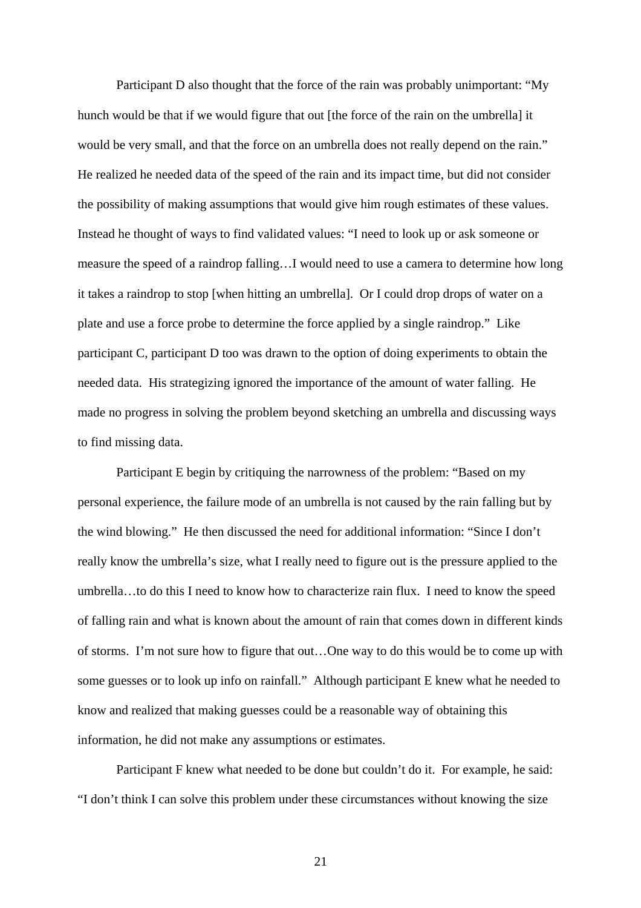Participant D also thought that the force of the rain was probably unimportant: "My hunch would be that if we would figure that out [the force of the rain on the umbrella] it would be very small, and that the force on an umbrella does not really depend on the rain." He realized he needed data of the speed of the rain and its impact time, but did not consider the possibility of making assumptions that would give him rough estimates of these values. Instead he thought of ways to find validated values: "I need to look up or ask someone or measure the speed of a raindrop falling…I would need to use a camera to determine how long it takes a raindrop to stop [when hitting an umbrella]. Or I could drop drops of water on a plate and use a force probe to determine the force applied by a single raindrop." Like participant C, participant D too was drawn to the option of doing experiments to obtain the needed data. His strategizing ignored the importance of the amount of water falling. He made no progress in solving the problem beyond sketching an umbrella and discussing ways to find missing data.

Participant E begin by critiquing the narrowness of the problem: "Based on my personal experience, the failure mode of an umbrella is not caused by the rain falling but by the wind blowing." He then discussed the need for additional information: "Since I don't really know the umbrella's size, what I really need to figure out is the pressure applied to the umbrella…to do this I need to know how to characterize rain flux. I need to know the speed of falling rain and what is known about the amount of rain that comes down in different kinds of storms. I'm not sure how to figure that out…One way to do this would be to come up with some guesses or to look up info on rainfall." Although participant E knew what he needed to know and realized that making guesses could be a reasonable way of obtaining this information, he did not make any assumptions or estimates.

Participant F knew what needed to be done but couldn't do it. For example, he said: "I don't think I can solve this problem under these circumstances without knowing the size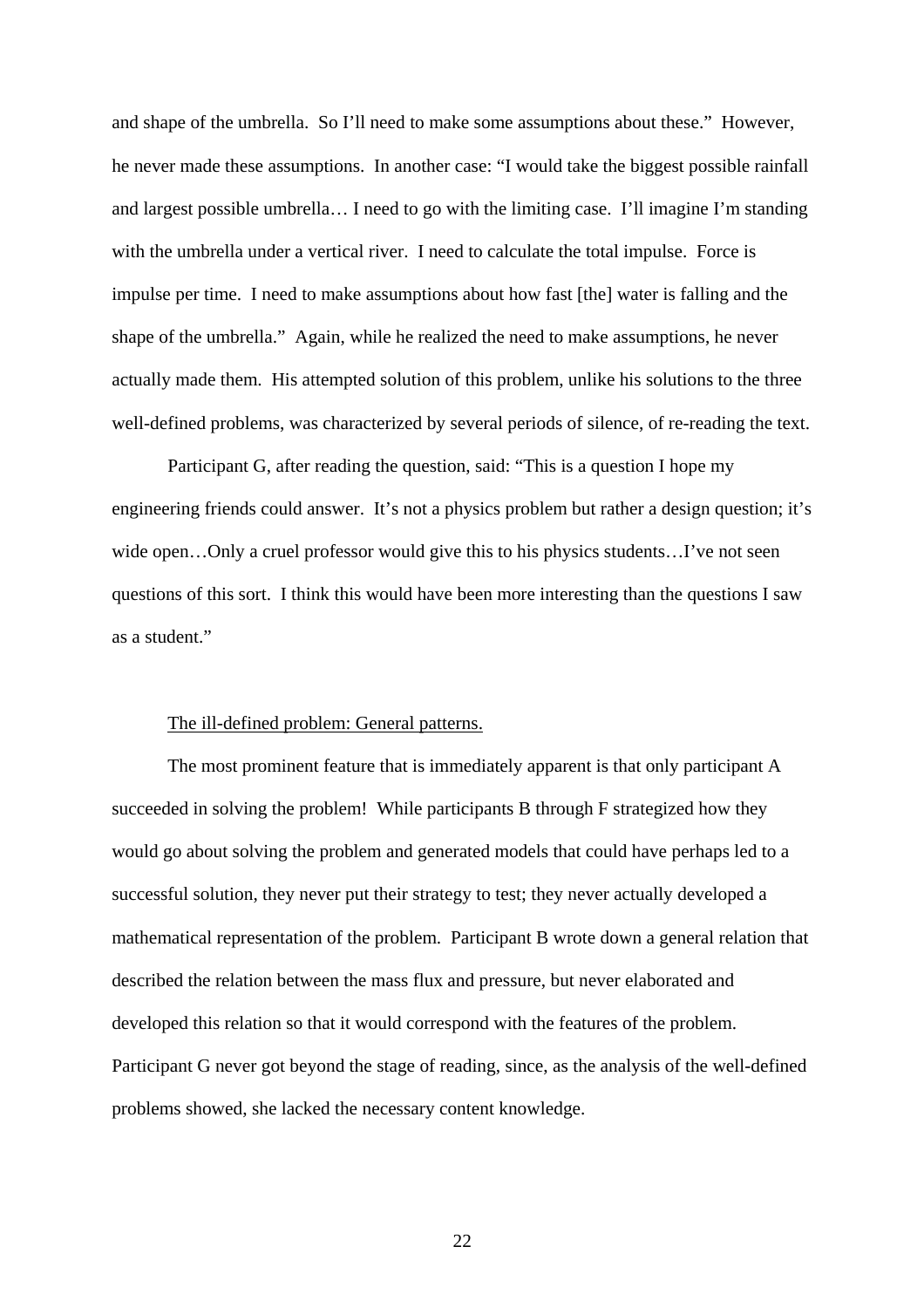and shape of the umbrella. So I'll need to make some assumptions about these." However, he never made these assumptions. In another case: "I would take the biggest possible rainfall and largest possible umbrella… I need to go with the limiting case. I'll imagine I'm standing with the umbrella under a vertical river. I need to calculate the total impulse. Force is impulse per time. I need to make assumptions about how fast [the] water is falling and the shape of the umbrella." Again, while he realized the need to make assumptions, he never actually made them. His attempted solution of this problem, unlike his solutions to the three well-defined problems, was characterized by several periods of silence, of re-reading the text.

Participant G, after reading the question, said: "This is a question I hope my engineering friends could answer. It's not a physics problem but rather a design question; it's wide open…Only a cruel professor would give this to his physics students…I've not seen questions of this sort. I think this would have been more interesting than the questions I saw as a student."

<u>The ill-defined problem: General patterns.</u>

The most prominent feature that is immediately apparent is that only participant A succeeded in solving the problem! While participants B through F strategized how they would go about solving the problem and generated models that could have perhaps led to a successful solution, they never put their strategy to test; they never actually developed a mathematical representation of the problem. Participant B wrote down a general relation that described the relation between the mass flux and pressure, but never elaborated and developed this relation so that it would correspond with the features of the problem. Participant G never got beyond the stage of reading, since, as the analysis of the well-defined problems showed, she lacked the necessary content knowledge.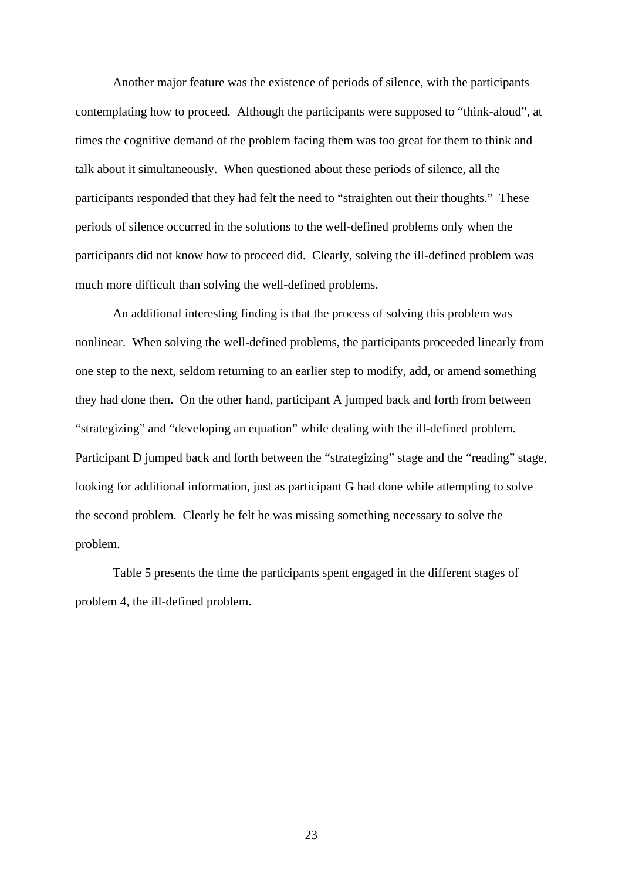Another major feature was the existence of periods of silence, with the participants contemplating how to proceed. Although the participants were supposed to "think-aloud", at times the cognitive demand of the problem facing them was too great for them to think and talk about it simultaneously. When questioned about these periods of silence, all the participants responded that they had felt the need to "straighten out their thoughts." These periods of silence occurred in the solutions to the well-defined problems only when the participants did not know how to proceed did. Clearly, solving the ill-defined problem was much more difficult than solving the well-defined problems.

An additional interesting finding is that the process of solving this problem was nonlinear. When solving the well-defined problems, the participants proceeded linearly from one step to the next, seldom returning to an earlier step to modify, add, or amend something they had done then. On the other hand, participant A jumped back and forth from between "strategizing" and "developing an equation" while dealing with the ill-defined problem. Participant D jumped back and forth between the "strategizing" stage and the "reading" stage, looking for additional information, just as participant G had done while attempting to solve the second problem. Clearly he felt he was missing something necessary to solve the problem.

Table 5 presents the time the participants spent engaged in the different stages of problem 4, the ill-defined problem.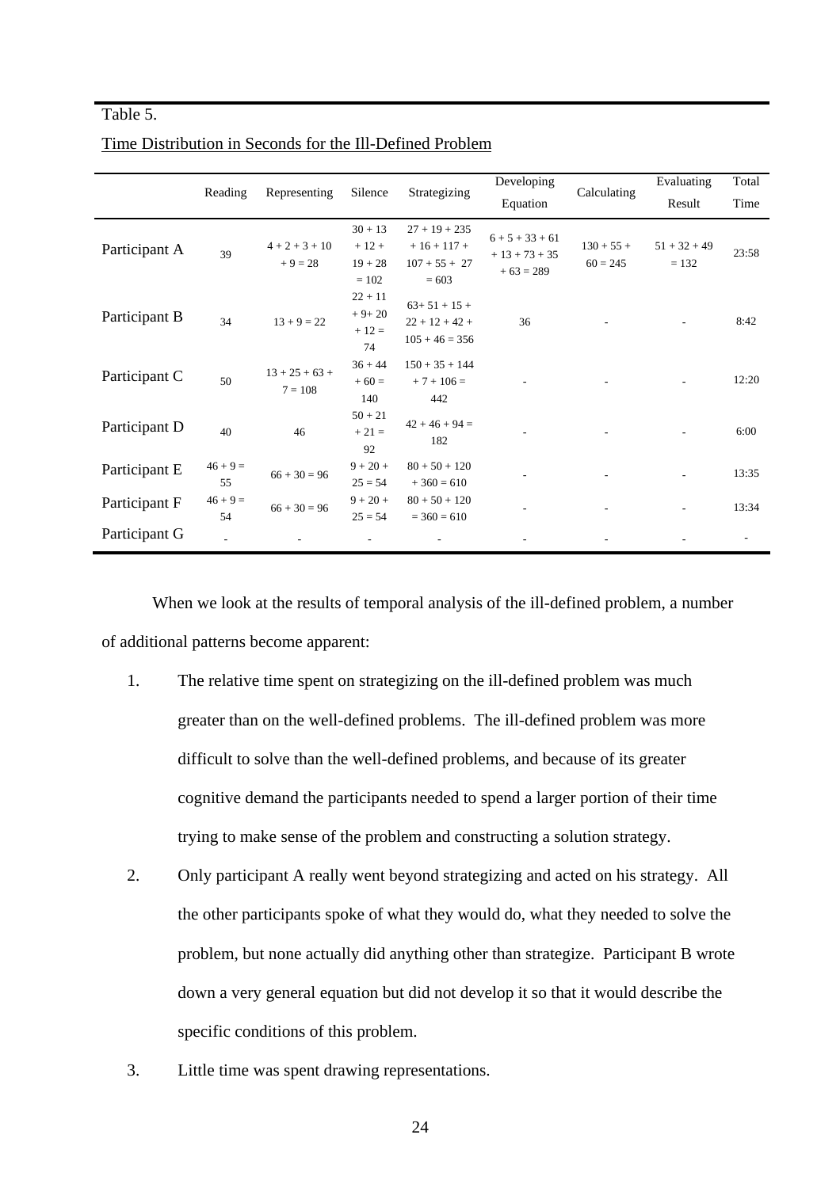Table 5.

Time Distribution in Seconds for the Ill-Defined Problem

| | Reading | Representing | Silence | Strategizing | Developing Equation | Calculating | Evaluating Result | Total Time |
|---|---|---|---|---|---|---|---|---|
| Participant A | 39 | 4 + 2 + 3 + 10 + 9 = 28 | 30 + 13 + 12 + 19 + 28 = 102 | 27 + 19 + 235 + 16 + 117 + 107 + 55 + 27 = 603 | 6 + 5 + 33 + 61 + 13 + 73 + 35 + 63 = 289 | 130 + 55 + 60 = 245 | 51 + 32 + 49 = 132 | 23:58 |
| Participant B | 34 | 13 + 9 = 22 | 22 + 11 + 9+ 20 + 12 = 74 | 63+ 51 + 15 + 22 + 12 + 42 + 105 + 46 = 356 | 36 | - | - | 8:42 |
| Participant C | 50 | 13 + 25 + 63 + 7 = 108 | 36 + 44 + 60 = 140 | 150 + 35 + 144 + 7 + 106 = 442 | - | - | - | 12:20 |
| Participant D | 40 | 46 | 50 + 21 + 21 = 92 | 42 + 46 + 94 = 182 | - | - | - | 6:00 |
| Participant E | 46 + 9 = 55 | 66 + 30 = 96 | 9 + 20 + 25 = 54 | 80 + 50 + 120 + 360 = 610 | - | - | - | 13:35 |
| Participant F | 46 + 9 = 54 | 66 + 30 = 96 | 9 + 20 + 25 = 54 | 80 + 50 + 120 = 360 = 610 | - | - | - | 13:34 |
| Participant G | - | - | - | - | - | - | - | - |

When we look at the results of temporal analysis of the ill-defined problem, a number of additional patterns become apparent:

1. The relative time spent on strategizing on the ill-defined problem was much greater than on the well-defined problems. The ill-defined problem was more difficult to solve than the well-defined problems, and because of its greater cognitive demand the participants needed to spend a larger portion of their time trying to make sense of the problem and constructing a solution strategy.

2. Only participant A really went beyond strategizing and acted on his strategy. All the other participants spoke of what they would do, what they needed to solve the problem, but none actually did anything other than strategize. Participant B wrote down a very general equation but did not develop it so that it would describe the specific conditions of this problem.

3. Little time was spent drawing representations.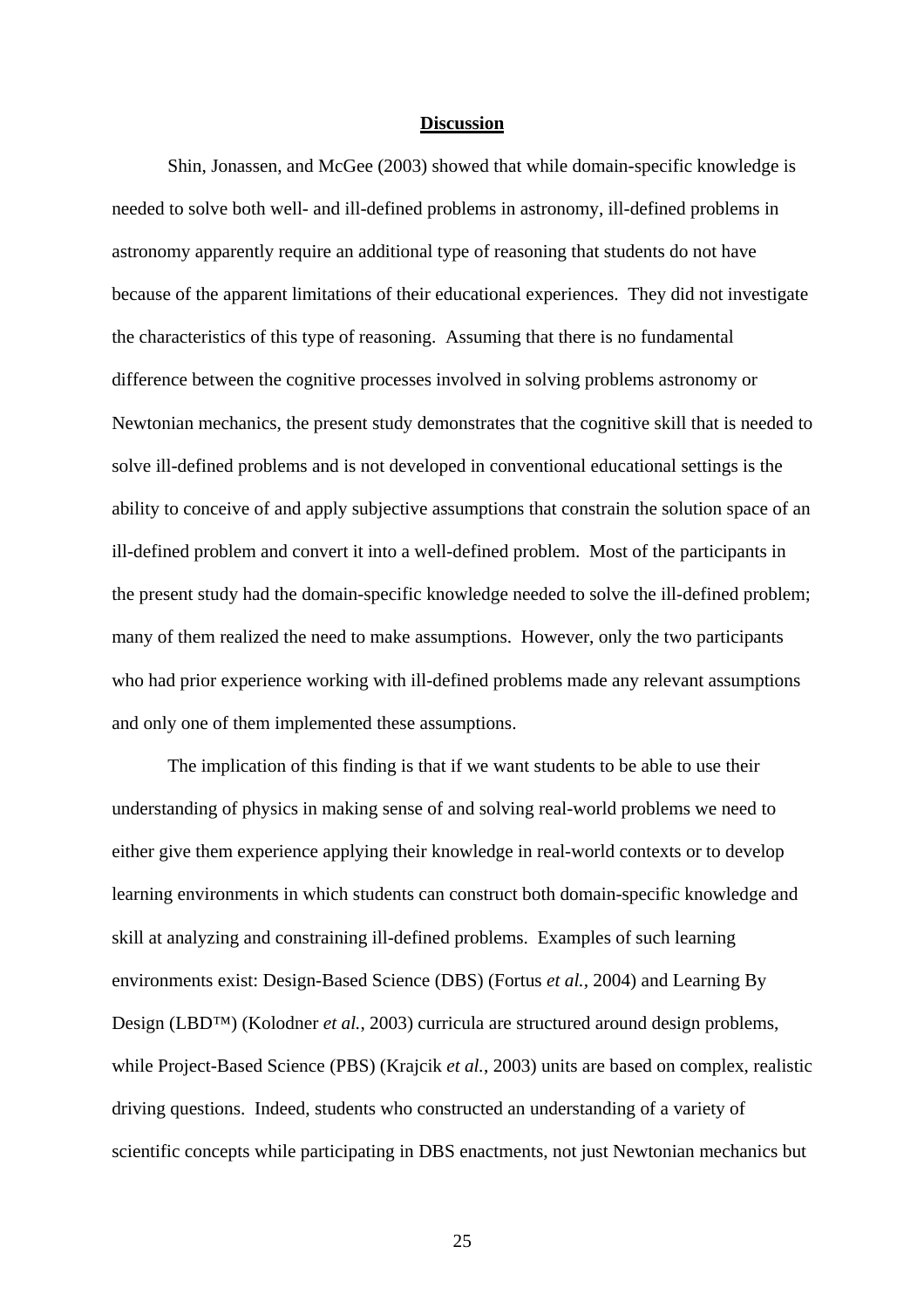## Discussion

Shin, Jonassen, and McGee (2003) showed that while domain-specific knowledge is needed to solve both well- and ill-defined problems in astronomy, ill-defined problems in astronomy apparently require an additional type of reasoning that students do not have because of the apparent limitations of their educational experiences. They did not investigate the characteristics of this type of reasoning. Assuming that there is no fundamental difference between the cognitive processes involved in solving problems astronomy or Newtonian mechanics, the present study demonstrates that the cognitive skill that is needed to solve ill-defined problems and is not developed in conventional educational settings is the ability to conceive of and apply subjective assumptions that constrain the solution space of an ill-defined problem and convert it into a well-defined problem. Most of the participants in the present study had the domain-specific knowledge needed to solve the ill-defined problem; many of them realized the need to make assumptions. However, only the two participants who had prior experience working with ill-defined problems made any relevant assumptions and only one of them implemented these assumptions.

The implication of this finding is that if we want students to be able to use their understanding of physics in making sense of and solving real-world problems we need to either give them experience applying their knowledge in real-world contexts or to develop learning environments in which students can construct both domain-specific knowledge and skill at analyzing and constraining ill-defined problems. Examples of such learning environments exist: Design-Based Science (DBS) (Fortus *et al.*, 2004) and Learning By Design (LBD™) (Kolodner *et al.*, 2003) curricula are structured around design problems, while Project-Based Science (PBS) (Krajcik *et al.*, 2003) units are based on complex, realistic driving questions. Indeed, students who constructed an understanding of a variety of scientific concepts while participating in DBS enactments, not just Newtonian mechanics but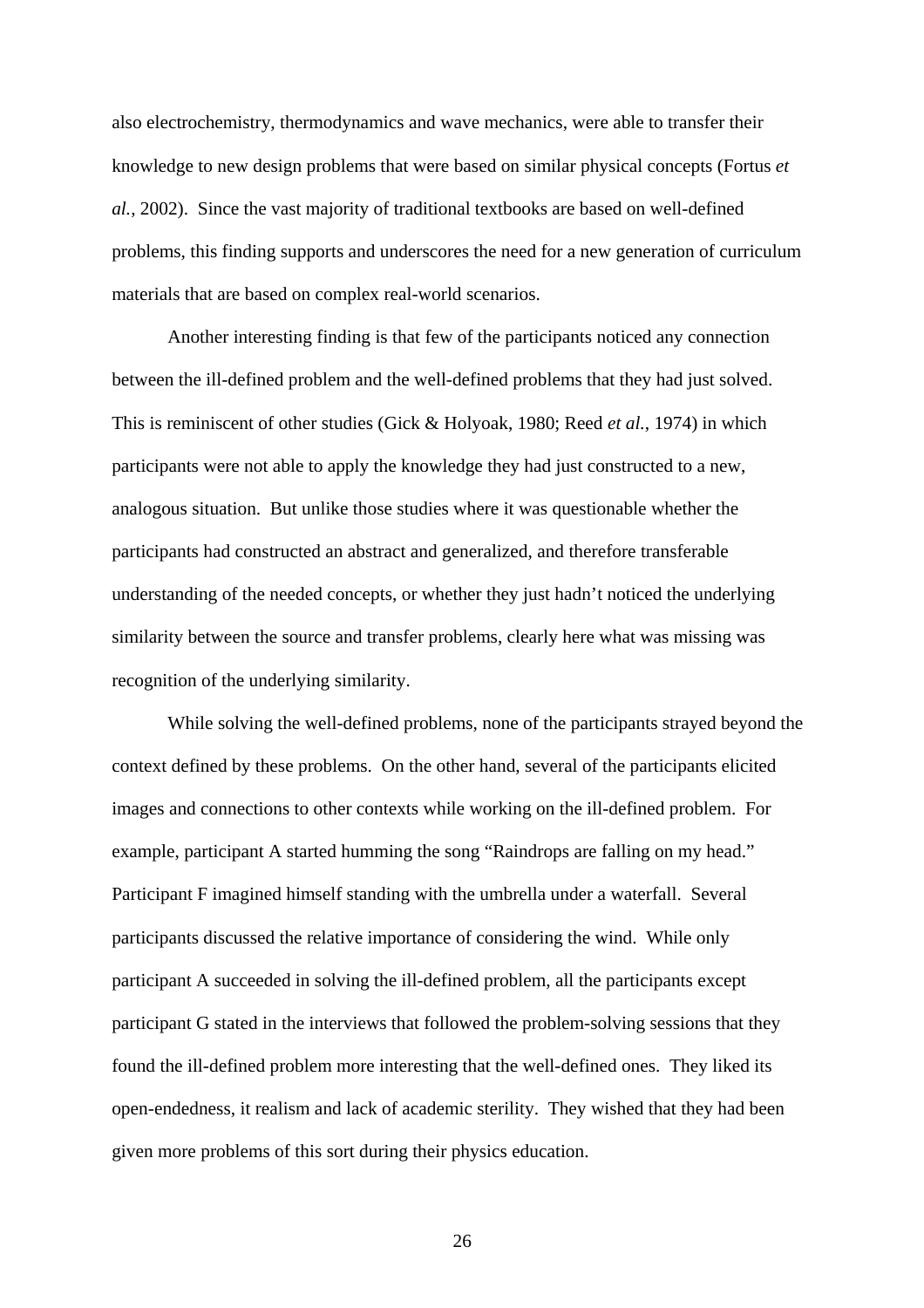also electrochemistry, thermodynamics and wave mechanics, were able to transfer their knowledge to new design problems that were based on similar physical concepts (Fortus *et al.*, 2002). Since the vast majority of traditional textbooks are based on well-defined problems, this finding supports and underscores the need for a new generation of curriculum materials that are based on complex real-world scenarios.

Another interesting finding is that few of the participants noticed any connection between the ill-defined problem and the well-defined problems that they had just solved. This is reminiscent of other studies (Gick & Holyoak, 1980; Reed *et al.*, 1974) in which participants were not able to apply the knowledge they had just constructed to a new, analogous situation. But unlike those studies where it was questionable whether the participants had constructed an abstract and generalized, and therefore transferable understanding of the needed concepts, or whether they just hadn't noticed the underlying similarity between the source and transfer problems, clearly here what was missing was recognition of the underlying similarity.

While solving the well-defined problems, none of the participants strayed beyond the context defined by these problems. On the other hand, several of the participants elicited images and connections to other contexts while working on the ill-defined problem. For example, participant A started humming the song "Raindrops are falling on my head." Participant F imagined himself standing with the umbrella under a waterfall. Several participants discussed the relative importance of considering the wind. While only participant A succeeded in solving the ill-defined problem, all the participants except participant G stated in the interviews that followed the problem-solving sessions that they found the ill-defined problem more interesting that the well-defined ones. They liked its open-endedness, it realism and lack of academic sterility. They wished that they had been given more problems of this sort during their physics education.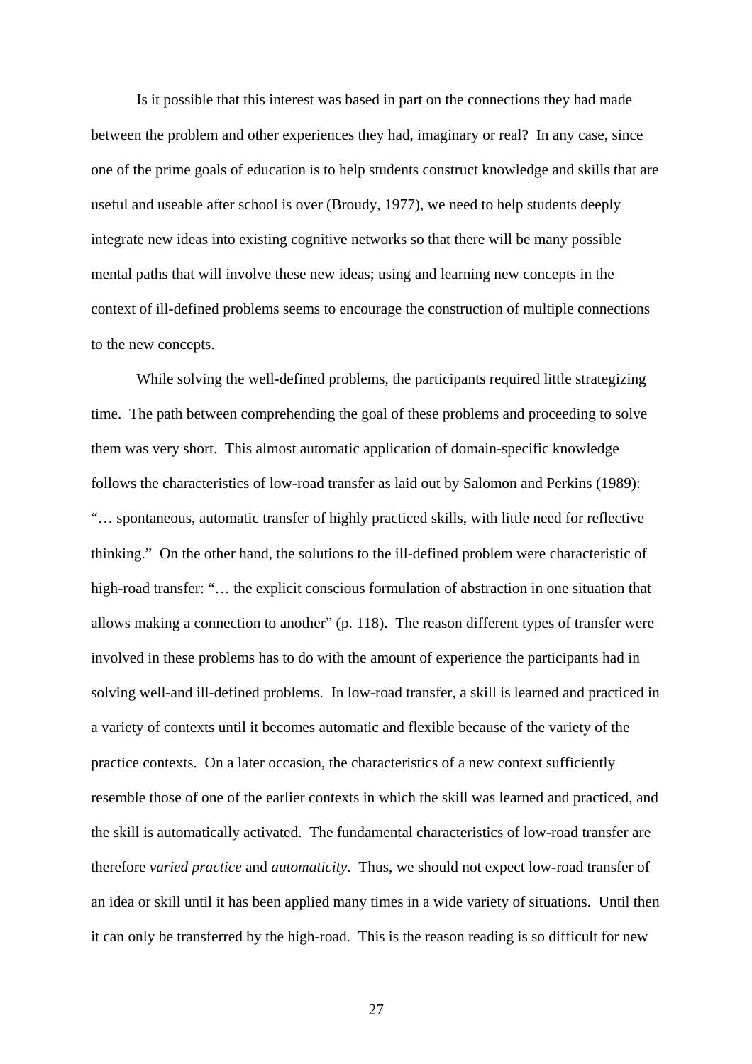Is it possible that this interest was based in part on the connections they had made between the problem and other experiences they had, imaginary or real? In any case, since one of the prime goals of education is to help students construct knowledge and skills that are useful and useable after school is over (Broudy, 1977), we need to help students deeply integrate new ideas into existing cognitive networks so that there will be many possible mental paths that will involve these new ideas; using and learning new concepts in the context of ill-defined problems seems to encourage the construction of multiple connections to the new concepts.

While solving the well-defined problems, the participants required little strategizing time. The path between comprehending the goal of these problems and proceeding to solve them was very short. This almost automatic application of domain-specific knowledge follows the characteristics of low-road transfer as laid out by Salomon and Perkins (1989): "… spontaneous, automatic transfer of highly practiced skills, with little need for reflective thinking." On the other hand, the solutions to the ill-defined problem were characteristic of high-road transfer: "… the explicit conscious formulation of abstraction in one situation that allows making a connection to another" (p. 118). The reason different types of transfer were involved in these problems has to do with the amount of experience the participants had in solving well-and ill-defined problems. In low-road transfer, a skill is learned and practiced in a variety of contexts until it becomes automatic and flexible because of the variety of the practice contexts. On a later occasion, the characteristics of a new context sufficiently resemble those of one of the earlier contexts in which the skill was learned and practiced, and the skill is automatically activated. The fundamental characteristics of low-road transfer are therefore *varied practice* and *automaticity*. Thus, we should not expect low-road transfer of an idea or skill until it has been applied many times in a wide variety of situations. Until then it can only be transferred by the high-road. This is the reason reading is so difficult for new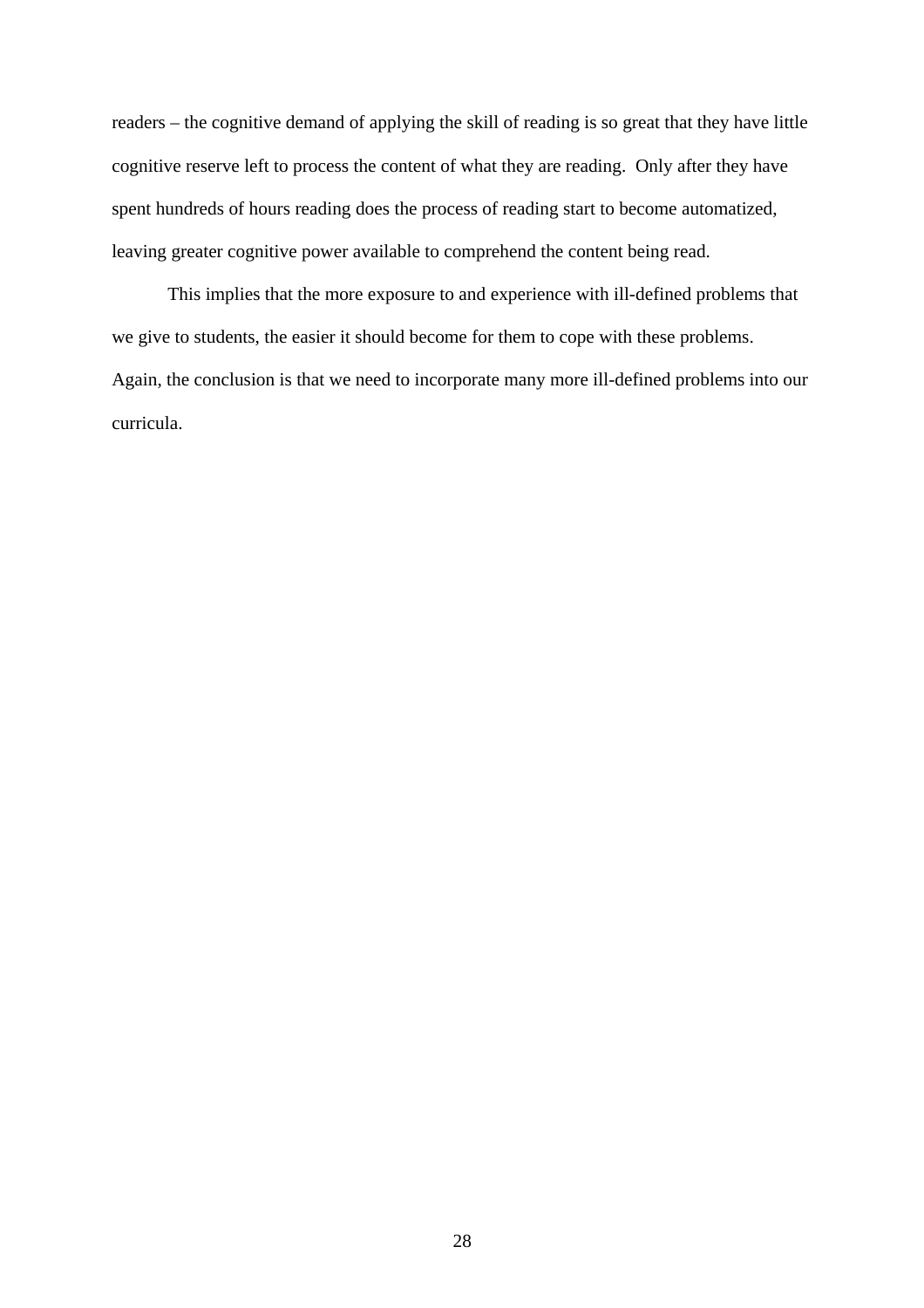readers – the cognitive demand of applying the skill of reading is so great that they have little cognitive reserve left to process the content of what they are reading. Only after they have spent hundreds of hours reading does the process of reading start to become automatized, leaving greater cognitive power available to comprehend the content being read.

This implies that the more exposure to and experience with ill-defined problems that we give to students, the easier it should become for them to cope with these problems. Again, the conclusion is that we need to incorporate many more ill-defined problems into our curricula.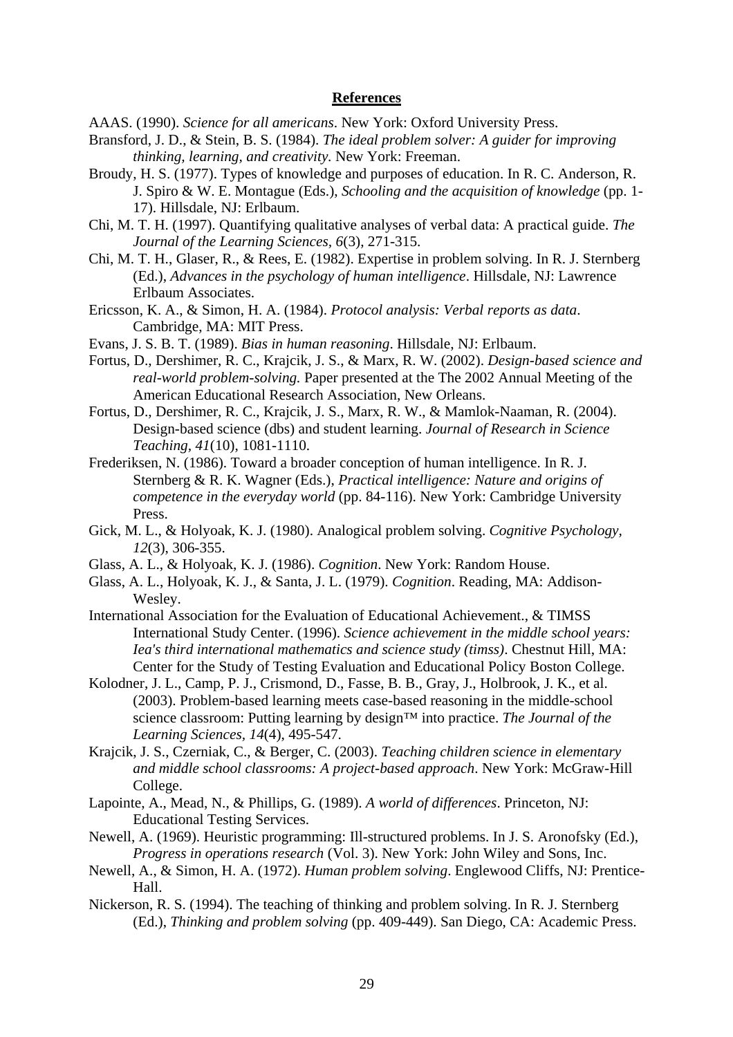## **References**

AAAS. (1990). *Science for all americans*. New York: Oxford University Press.

Bransford, J. D., & Stein, B. S. (1984). *The ideal problem solver: A guider for improving thinking, learning, and creativity*. New York: Freeman.

Broudy, H. S. (1977). Types of knowledge and purposes of education. In R. C. Anderson, R. J. Spiro & W. E. Montague (Eds.), *Schooling and the acquisition of knowledge* (pp. 1-17). Hillsdale, NJ: Erlbaum.

Chi, M. T. H. (1997). Quantifying qualitative analyses of verbal data: A practical guide. *The Journal of the Learning Sciences, 6*(3), 271-315.

Chi, M. T. H., Glaser, R., & Rees, E. (1982). Expertise in problem solving. In R. J. Sternberg (Ed.), *Advances in the psychology of human intelligence*. Hillsdale, NJ: Lawrence Erlbaum Associates.

Ericsson, K. A., & Simon, H. A. (1984). *Protocol analysis: Verbal reports as data*. Cambridge, MA: MIT Press.

Evans, J. S. B. T. (1989). *Bias in human reasoning*. Hillsdale, NJ: Erlbaum.

Fortus, D., Dershimer, R. C., Krajcik, J. S., & Marx, R. W. (2002). *Design-based science and real-world problem-solving.* Paper presented at the The 2002 Annual Meeting of the American Educational Research Association, New Orleans.

Fortus, D., Dershimer, R. C., Krajcik, J. S., Marx, R. W., & Mamlok-Naaman, R. (2004). Design-based science (dbs) and student learning. *Journal of Research in Science Teaching, 41*(10), 1081-1110.

Frederiksen, N. (1986). Toward a broader conception of human intelligence. In R. J. Sternberg & R. K. Wagner (Eds.), *Practical intelligence: Nature and origins of competence in the everyday world* (pp. 84-116). New York: Cambridge University Press.

Gick, M. L., & Holyoak, K. J. (1980). Analogical problem solving. *Cognitive Psychology, 12*(3), 306-355.

Glass, A. L., & Holyoak, K. J. (1986). *Cognition*. New York: Random House.

Glass, A. L., Holyoak, K. J., & Santa, J. L. (1979). *Cognition*. Reading, MA: Addison-Wesley.

International Association for the Evaluation of Educational Achievement., & TIMSS International Study Center. (1996). *Science achievement in the middle school years: Iea's third international mathematics and science study (timss)*. Chestnut Hill, MA: Center for the Study of Testing Evaluation and Educational Policy Boston College.

Kolodner, J. L., Camp, P. J., Crismond, D., Fasse, B. B., Gray, J., Holbrook, J. K., et al. (2003). Problem-based learning meets case-based reasoning in the middle-school science classroom: Putting learning by design™ into practice. *The Journal of the Learning Sciences, 14*(4), 495-547.

Krajcik, J. S., Czerniak, C., & Berger, C. (2003). *Teaching children science in elementary and middle school classrooms: A project-based approach*. New York: McGraw-Hill College.

Lapointe, A., Mead, N., & Phillips, G. (1989). *A world of differences*. Princeton, NJ: Educational Testing Services.

Newell, A. (1969). Heuristic programming: Ill-structured problems. In J. S. Aronofsky (Ed.), *Progress in operations research* (Vol. 3). New York: John Wiley and Sons, Inc.

Newell, A., & Simon, H. A. (1972). *Human problem solving*. Englewood Cliffs, NJ: Prentice-Hall.

Nickerson, R. S. (1994). The teaching of thinking and problem solving. In R. J. Sternberg (Ed.), *Thinking and problem solving* (pp. 409-449). San Diego, CA: Academic Press.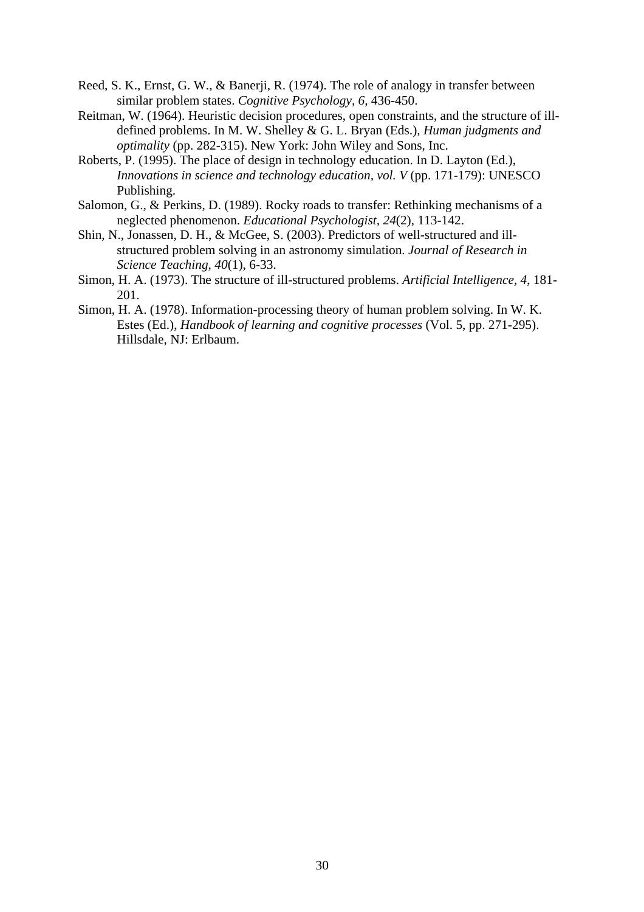Reed, S. K., Ernst, G. W., & Banerji, R. (1974). The role of analogy in transfer between similar problem states. *Cognitive Psychology, 6*, 436-450.

Reitman, W. (1964). Heuristic decision procedures, open constraints, and the structure of ill-defined problems. In M. W. Shelley & G. L. Bryan (Eds.), *Human judgments and optimality* (pp. 282-315). New York: John Wiley and Sons, Inc.

Roberts, P. (1995). The place of design in technology education. In D. Layton (Ed.), *Innovations in science and technology education, vol. V* (pp. 171-179): UNESCO Publishing.

Salomon, G., & Perkins, D. (1989). Rocky roads to transfer: Rethinking mechanisms of a neglected phenomenon. *Educational Psychologist, 24*(2), 113-142.

Shin, N., Jonassen, D. H., & McGee, S. (2003). Predictors of well-structured and ill-structured problem solving in an astronomy simulation. *Journal of Research in Science Teaching, 40*(1), 6-33.

Simon, H. A. (1973). The structure of ill-structured problems. *Artificial Intelligence, 4*, 181-201.

Simon, H. A. (1978). Information-processing theory of human problem solving. In W. K. Estes (Ed.), *Handbook of learning and cognitive processes* (Vol. 5, pp. 271-295). Hillsdale, NJ: Erlbaum.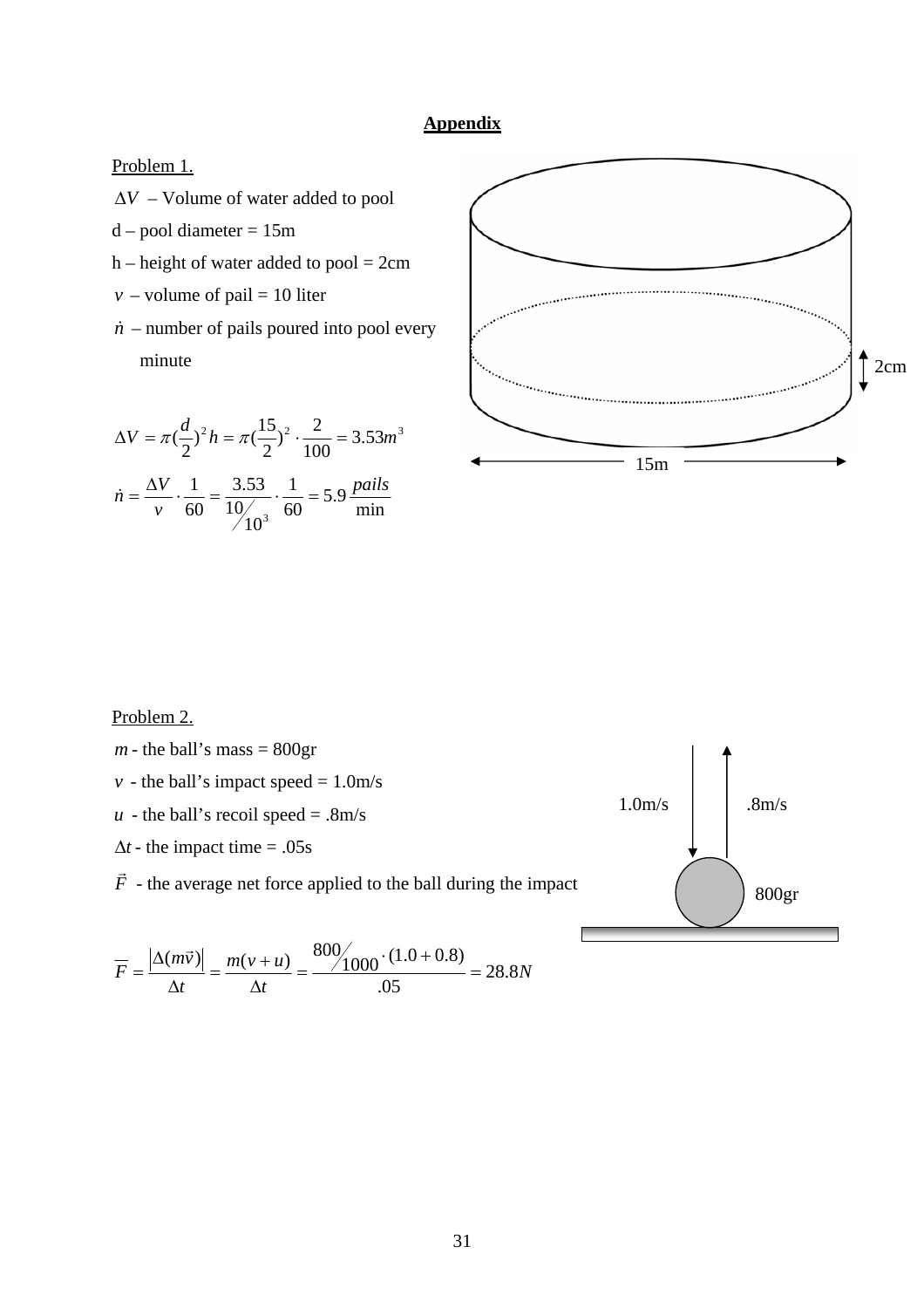**Appendix**

Problem 1.

$\Delta V$ – Volume of water added to pool

d – pool diameter = 15m

h – height of water added to pool = 2cm

$v$ – volume of pail = 10 liter

$\dot{n}$ – number of pails poured into pool every minute

2cm

15m

$$\Delta V = \pi(\frac{d}{2})^2 h = \pi(\frac{15}{2})^2 \cdot \frac{2}{100} = 3.53m^3$$

$$\dot{n} = \frac{\Delta V}{v} \cdot \frac{1}{60} = \frac{3.53}{10/10^3} \cdot \frac{1}{60} = 5.9\,\frac{pails}{\min}$$

Problem 2.

$m$ - the ball's mass = 800gr

$v$ - the ball's impact speed = 1.0m/s

$u$ - the ball's recoil speed = .8m/s

$\Delta t$ - the impact time = .05s

$\vec{F}$ - the average net force applied to the ball during the impact

1.0m/s

.8m/s

800gr

$$\overline{F} = \frac{|\Delta(m\vec{v})|}{\Delta t} = \frac{m(v+u)}{\Delta t} = \frac{800/1000 \cdot (1.0 + 0.8)}{.05} = 28.8N$$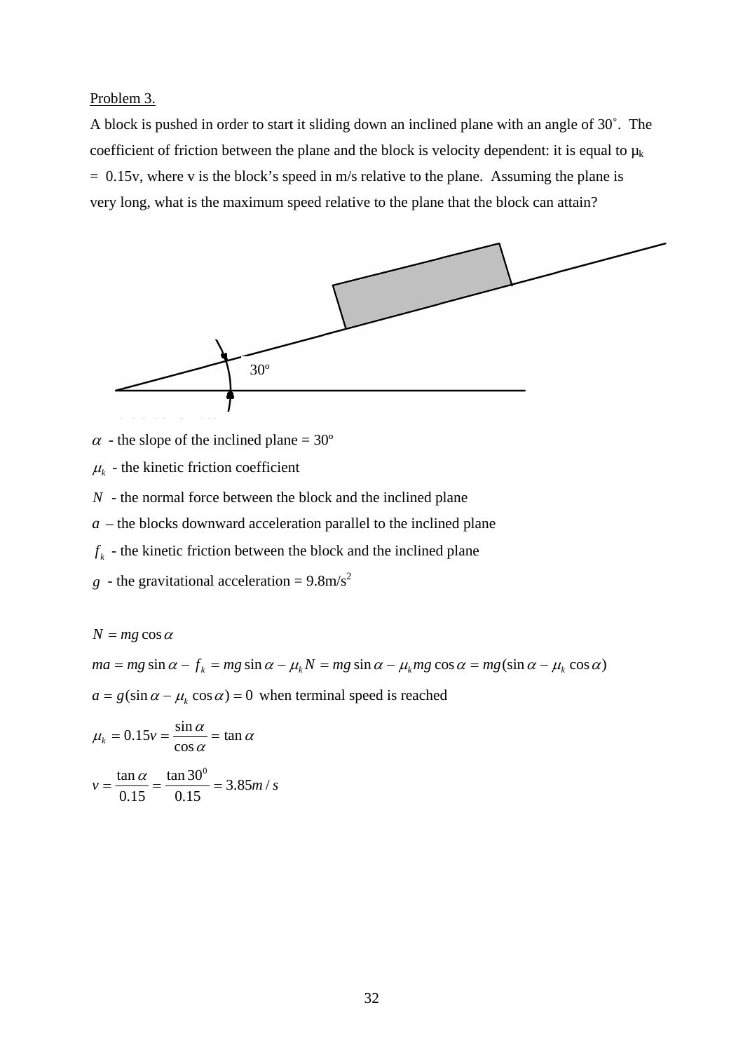Problem 3.

A block is pushed in order to start it sliding down an inclined plane with an angle of 30˚. The coefficient of friction between the plane and the block is velocity dependent: it is equal to $\mu_k = 0.15v$, where v is the block's speed in m/s relative to the plane. Assuming the plane is very long, what is the maximum speed relative to the plane that the block can attain?

30º

$\alpha$ - the slope of the inclined plane = 30º

$\mu_k$ - the kinetic friction coefficient

$N$ - the normal force between the block and the inclined plane

$a$ – the blocks downward acceleration parallel to the inclined plane

$f_k$ - the kinetic friction between the block and the inclined plane

$g$ - the gravitational acceleration = 9.8m/s$^2$

$$N = mg\cos\alpha$$

$$ma = mg\sin\alpha - f_k = mg\sin\alpha - \mu_k N = mg\sin\alpha - \mu_k mg\cos\alpha = mg(\sin\alpha - \mu_k\cos\alpha)$$

$a = g(\sin\alpha - \mu_k\cos\alpha) = 0$ when terminal speed is reached

$$\mu_k = 0.15v = \frac{\sin\alpha}{\cos\alpha} = \tan\alpha$$

$$v = \frac{\tan\alpha}{0.15} = \frac{\tan 30^0}{0.15} = 3.85m/s$$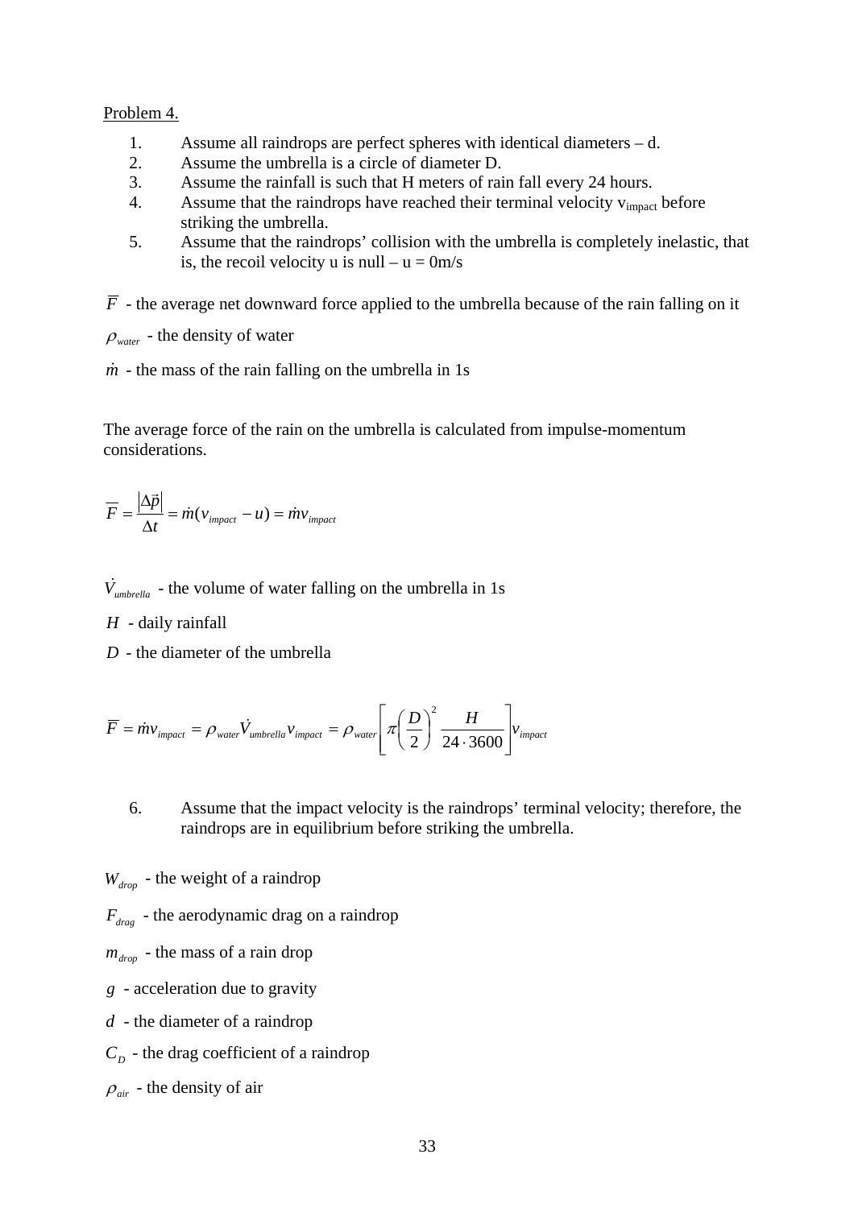Problem 4.

1. Assume all raindrops are perfect spheres with identical diameters – d.
2. Assume the umbrella is a circle of diameter D.
3. Assume the rainfall is such that H meters of rain fall every 24 hours.
4. Assume that the raindrops have reached their terminal velocity $v_{impact}$ before striking the umbrella.
5. Assume that the raindrops' collision with the umbrella is completely inelastic, that is, the recoil velocity u is null – u = 0m/s

$\overline{F}$ - the average net downward force applied to the umbrella because of the rain falling on it

$\rho_{water}$ - the density of water

$\dot{m}$ - the mass of the rain falling on the umbrella in 1s

The average force of the rain on the umbrella is calculated from impulse-momentum considerations.

$$\overline{F} = \frac{|\Delta \vec{p}|}{\Delta t} = \dot{m}(v_{impact} - u) = \dot{m}v_{impact}$$

$\dot{V}_{umbrella}$ - the volume of water falling on the umbrella in 1s

$H$ - daily rainfall

$D$ - the diameter of the umbrella

$$\overline{F} = \dot{m}v_{impact} = \rho_{water}\dot{V}_{umbrella}v_{impact} = \rho_{water}\left[\pi\left(\frac{D}{2}\right)^2 \frac{H}{24 \cdot 3600}\right]v_{impact}$$

6. Assume that the impact velocity is the raindrops' terminal velocity; therefore, the raindrops are in equilibrium before striking the umbrella.

$W_{drop}$ - the weight of a raindrop

$F_{drag}$ - the aerodynamic drag on a raindrop

$m_{drop}$ - the mass of a rain drop

$g$ - acceleration due to gravity

$d$ - the diameter of a raindrop

$C_D$ - the drag coefficient of a raindrop

$\rho_{air}$ - the density of air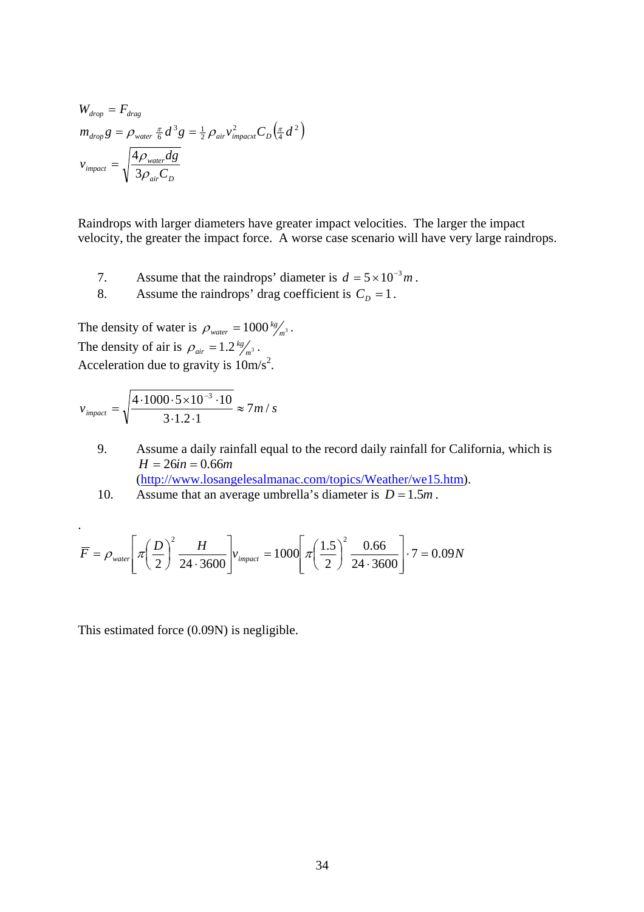$$W_{drop} = F_{drag}$$

$$m_{drop} g = \rho_{water} \tfrac{\pi}{6} d^3 g = \tfrac{1}{2} \rho_{air} v_{impacxt}^2 C_D \left(\tfrac{\pi}{4} d^2\right)$$

$$v_{impact} = \sqrt{\frac{4\rho_{water} dg}{3\rho_{air} C_D}}$$

Raindrops with larger diameters have greater impact velocities. The larger the impact velocity, the greater the impact force. A worse case scenario will have very large raindrops.

7. Assume that the raindrops' diameter is $d = 5 \times 10^{-3} m$.
8. Assume the raindrops' drag coefficient is $C_D = 1$.

The density of water is $\rho_{water} = 1000 \, {}^{kg}\!/\!_{m^3}$.
The density of air is $\rho_{air} = 1.2 \, {}^{kg}\!/\!_{m^3}$.
Acceleration due to gravity is 10m/s$^2$.

$$v_{impact} = \sqrt{\frac{4 \cdot 1000 \cdot 5 \times 10^{-3} \cdot 10}{3 \cdot 1.2 \cdot 1}} \approx 7 m/s$$

9. Assume a daily rainfall equal to the record daily rainfall for California, which is $H = 26in = 0.66m$ (http://www.losangelesalmanac.com/topics/Weather/we15.htm).
10. Assume that an average umbrella's diameter is $D = 1.5m$.

.

$$\overline{F} = \rho_{water} \left[ \pi \left( \frac{D}{2} \right)^2 \frac{H}{24 \cdot 3600} \right] v_{impact} = 1000 \left[ \pi \left( \frac{1.5}{2} \right)^2 \frac{0.66}{24 \cdot 3600} \right] \cdot 7 = 0.09N$$

This estimated force (0.09N) is negligible.